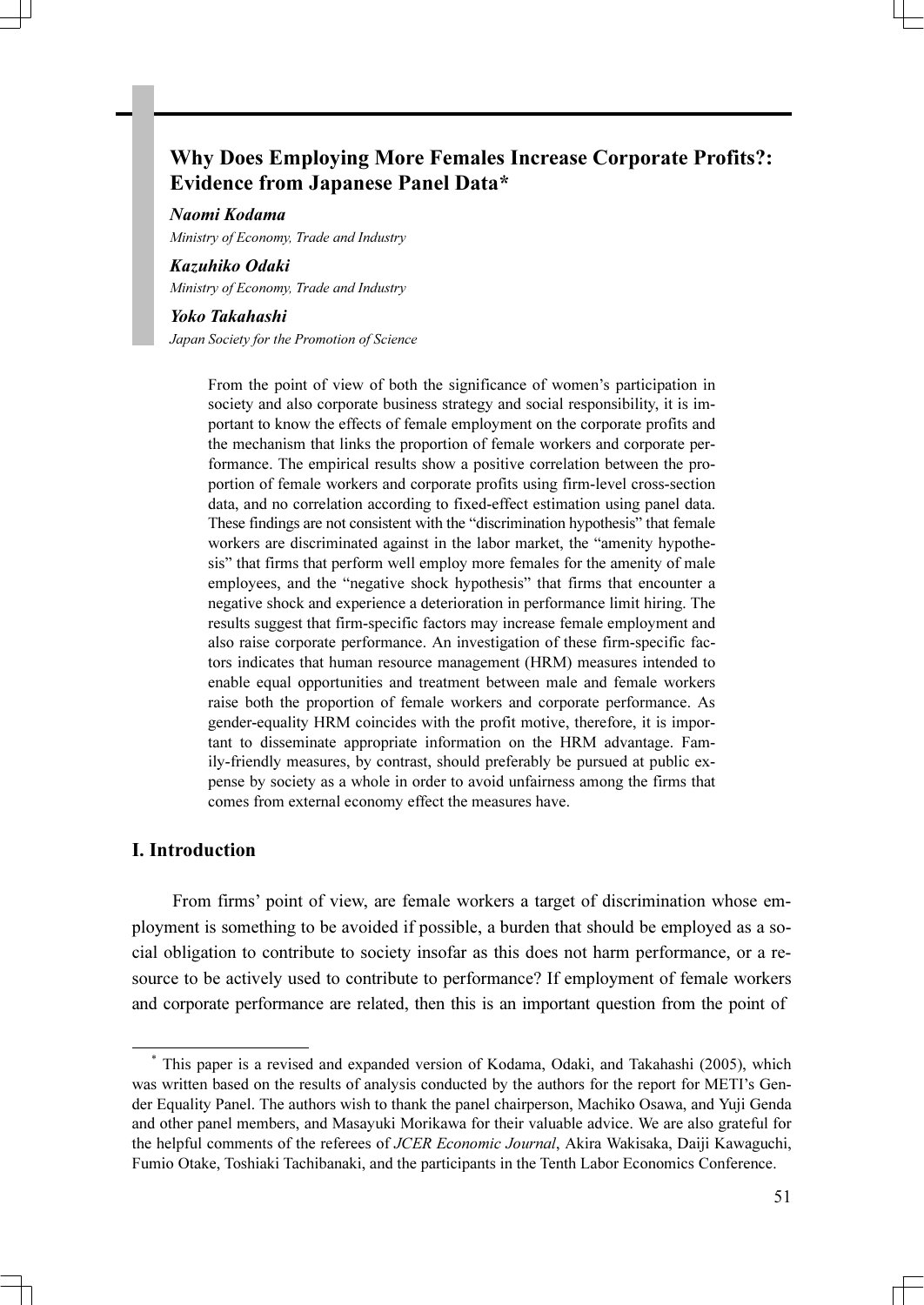# Why Does Employing More Females Increase Corporate Profits?: Evidence from Japanese Panel Data*

***Naomi Kodama***
*Ministry of Economy, Trade and Industry*

***Kazuhiko Odaki***
*Ministry of Economy, Trade and Industry*

***Yoko Takahashi***
*Japan Society for the Promotion of Science*

From the point of view of both the significance of women's participation in society and also corporate business strategy and social responsibility, it is important to know the effects of female employment on the corporate profits and the mechanism that links the proportion of female workers and corporate performance. The empirical results show a positive correlation between the proportion of female workers and corporate profits using firm-level cross-section data, and no correlation according to fixed-effect estimation using panel data. These findings are not consistent with the "discrimination hypothesis" that female workers are discriminated against in the labor market, the "amenity hypothesis" that firms that perform well employ more females for the amenity of male employees, and the "negative shock hypothesis" that firms that encounter a negative shock and experience a deterioration in performance limit hiring. The results suggest that firm-specific factors may increase female employment and also raise corporate performance. An investigation of these firm-specific factors indicates that human resource management (HRM) measures intended to enable equal opportunities and treatment between male and female workers raise both the proportion of female workers and corporate performance. As gender-equality HRM coincides with the profit motive, therefore, it is important to disseminate appropriate information on the HRM advantage. Family-friendly measures, by contrast, should preferably be pursued at public expense by society as a whole in order to avoid unfairness among the firms that comes from external economy effect the measures have.

## I. Introduction

From firms' point of view, are female workers a target of discrimination whose employment is something to be avoided if possible, a burden that should be employed as a social obligation to contribute to society insofar as this does not harm performance, or a resource to be actively used to contribute to performance? If employment of female workers and corporate performance are related, then this is an important question from the point of

---

\* This paper is a revised and expanded version of Kodama, Odaki, and Takahashi (2005), which was written based on the results of analysis conducted by the authors for the report for METI's Gender Equality Panel. The authors wish to thank the panel chairperson, Machiko Osawa, and Yuji Genda and other panel members, and Masayuki Morikawa for their valuable advice. We are also grateful for the helpful comments of the referees of *JCER Economic Journal*, Akira Wakisaka, Daiji Kawaguchi, Fumio Otake, Toshiaki Tachibanaki, and the participants in the Tenth Labor Economics Conference.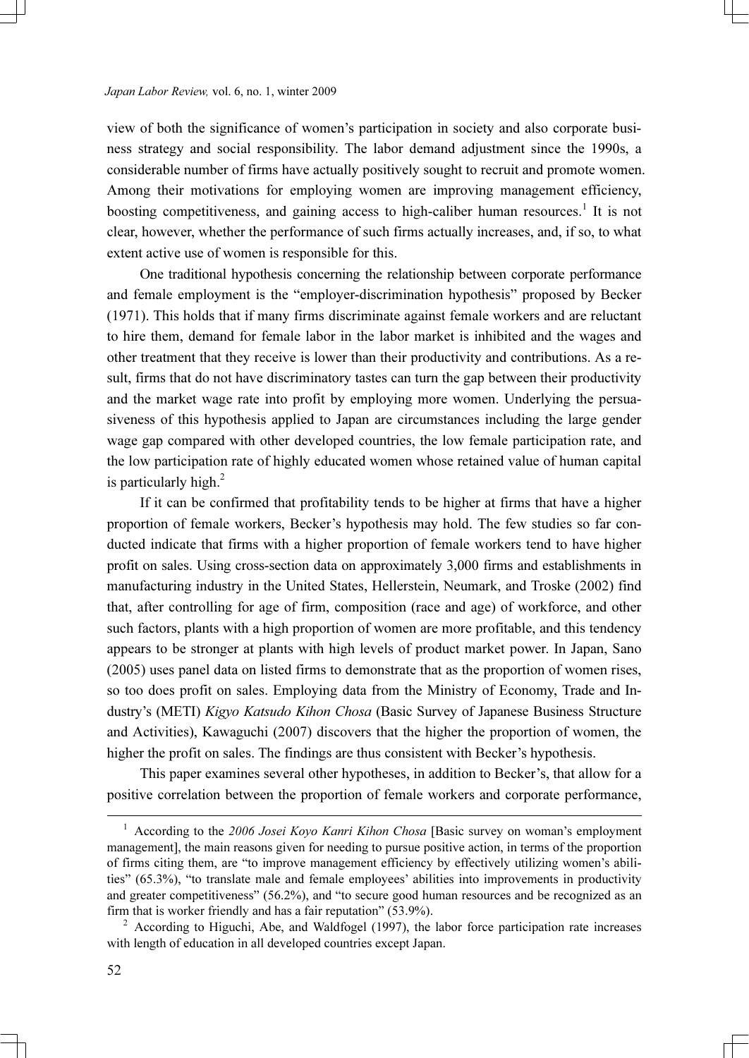view of both the significance of women's participation in society and also corporate business strategy and social responsibility. The labor demand adjustment since the 1990s, a considerable number of firms have actually positively sought to recruit and promote women. Among their motivations for employing women are improving management efficiency, boosting competitiveness, and gaining access to high-caliber human resources.[1] It is not clear, however, whether the performance of such firms actually increases, and, if so, to what extent active use of women is responsible for this.

One traditional hypothesis concerning the relationship between corporate performance and female employment is the "employer-discrimination hypothesis" proposed by Becker (1971). This holds that if many firms discriminate against female workers and are reluctant to hire them, demand for female labor in the labor market is inhibited and the wages and other treatment that they receive is lower than their productivity and contributions. As a result, firms that do not have discriminatory tastes can turn the gap between their productivity and the market wage rate into profit by employing more women. Underlying the persuasiveness of this hypothesis applied to Japan are circumstances including the large gender wage gap compared with other developed countries, the low female participation rate, and the low participation rate of highly educated women whose retained value of human capital is particularly high.[2]

If it can be confirmed that profitability tends to be higher at firms that have a higher proportion of female workers, Becker's hypothesis may hold. The few studies so far conducted indicate that firms with a higher proportion of female workers tend to have higher profit on sales. Using cross-section data on approximately 3,000 firms and establishments in manufacturing industry in the United States, Hellerstein, Neumark, and Troske (2002) find that, after controlling for age of firm, composition (race and age) of workforce, and other such factors, plants with a high proportion of women are more profitable, and this tendency appears to be stronger at plants with high levels of product market power. In Japan, Sano (2005) uses panel data on listed firms to demonstrate that as the proportion of women rises, so too does profit on sales. Employing data from the Ministry of Economy, Trade and Industry's (METI) *Kigyo Katsudo Kihon Chosa* (Basic Survey of Japanese Business Structure and Activities), Kawaguchi (2007) discovers that the higher the proportion of women, the higher the profit on sales. The findings are thus consistent with Becker's hypothesis.

This paper examines several other hypotheses, in addition to Becker's, that allow for a positive correlation between the proportion of female workers and corporate performance,

---

[1] According to the *2006 Josei Koyo Kanri Kihon Chosa* [Basic survey on woman's employment management], the main reasons given for needing to pursue positive action, in terms of the proportion of firms citing them, are "to improve management efficiency by effectively utilizing women's abilities" (65.3%), "to translate male and female employees' abilities into improvements in productivity and greater competitiveness" (56.2%), and "to secure good human resources and be recognized as an firm that is worker friendly and has a fair reputation" (53.9%).

[2] According to Higuchi, Abe, and Waldfogel (1997), the labor force participation rate increases with length of education in all developed countries except Japan.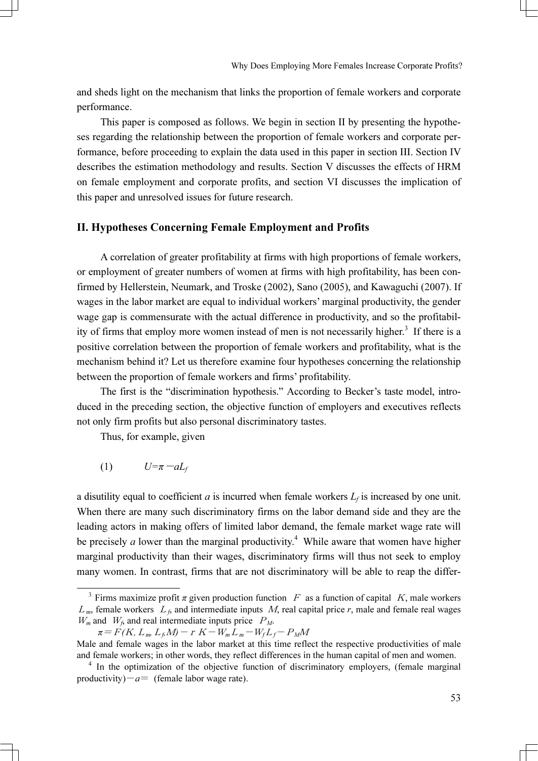and sheds light on the mechanism that links the proportion of female workers and corporate performance.

This paper is composed as follows. We begin in section II by presenting the hypotheses regarding the relationship between the proportion of female workers and corporate performance, before proceeding to explain the data used in this paper in section III. Section IV describes the estimation methodology and results. Section V discusses the effects of HRM on female employment and corporate profits, and section VI discusses the implication of this paper and unresolved issues for future research.

## II. Hypotheses Concerning Female Employment and Profits

A correlation of greater profitability at firms with high proportions of female workers, or employment of greater numbers of women at firms with high profitability, has been confirmed by Hellerstein, Neumark, and Troske (2002), Sano (2005), and Kawaguchi (2007). If wages in the labor market are equal to individual workers' marginal productivity, the gender wage gap is commensurate with the actual difference in productivity, and so the profitability of firms that employ more women instead of men is not necessarily higher.[3] If there is a positive correlation between the proportion of female workers and profitability, what is the mechanism behind it? Let us therefore examine four hypotheses concerning the relationship between the proportion of female workers and firms' profitability.

The first is the "discrimination hypothesis." According to Becker's taste model, introduced in the preceding section, the objective function of employers and executives reflects not only firm profits but also personal discriminatory tastes.

Thus, for example, given

$$(1) \qquad U = \pi - aL_f$$

a disutility equal to coefficient $a$ is incurred when female workers $L_f$ is increased by one unit. When there are many such discriminatory firms on the labor demand side and they are the leading actors in making offers of limited labor demand, the female market wage rate will be precisely $a$ lower than the marginal productivity.[4] While aware that women have higher marginal productivity than their wages, discriminatory firms will thus not seek to employ many women. In contrast, firms that are not discriminatory will be able to reap the differ-

---

[3] Firms maximize profit $\pi$ given production function $F$ as a function of capital $K$, male workers $L_m$, female workers $L_f$, and intermediate inputs $M$, real capital price $r$, male and female real wages $W_m$ and $W_f$, and real intermediate inputs price $P_M$.

$$\pi = F(K, L_m, L_f, M) - rK - W_m L_m - W_f L_f - P_M M$$

Male and female wages in the labor market at this time reflect the respective productivities of male and female workers; in other words, they reflect differences in the human capital of men and women.

[4] In the optimization of the objective function of discriminatory employers, (female marginal productivity) $- a =$ (female labor wage rate).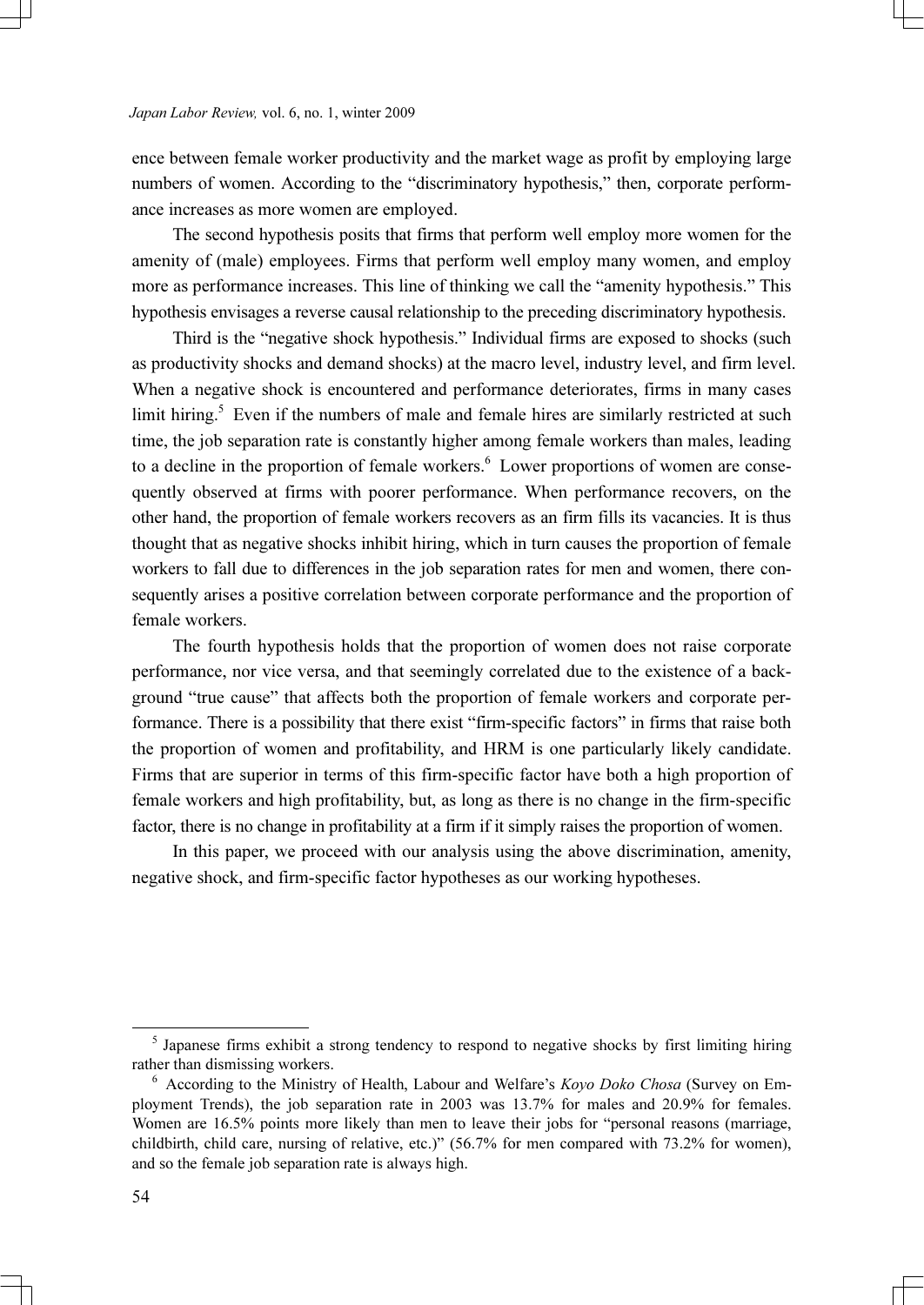ence between female worker productivity and the market wage as profit by employing large numbers of women. According to the "discriminatory hypothesis," then, corporate performance increases as more women are employed.

The second hypothesis posits that firms that perform well employ more women for the amenity of (male) employees. Firms that perform well employ many women, and employ more as performance increases. This line of thinking we call the "amenity hypothesis." This hypothesis envisages a reverse causal relationship to the preceding discriminatory hypothesis.

Third is the "negative shock hypothesis." Individual firms are exposed to shocks (such as productivity shocks and demand shocks) at the macro level, industry level, and firm level. When a negative shock is encountered and performance deteriorates, firms in many cases limit hiring.[5] Even if the numbers of male and female hires are similarly restricted at such time, the job separation rate is constantly higher among female workers than males, leading to a decline in the proportion of female workers.[6] Lower proportions of women are consequently observed at firms with poorer performance. When performance recovers, on the other hand, the proportion of female workers recovers as an firm fills its vacancies. It is thus thought that as negative shocks inhibit hiring, which in turn causes the proportion of female workers to fall due to differences in the job separation rates for men and women, there consequently arises a positive correlation between corporate performance and the proportion of female workers.

The fourth hypothesis holds that the proportion of women does not raise corporate performance, nor vice versa, and that seemingly correlated due to the existence of a background "true cause" that affects both the proportion of female workers and corporate performance. There is a possibility that there exist "firm-specific factors" in firms that raise both the proportion of women and profitability, and HRM is one particularly likely candidate. Firms that are superior in terms of this firm-specific factor have both a high proportion of female workers and high profitability, but, as long as there is no change in the firm-specific factor, there is no change in profitability at a firm if it simply raises the proportion of women.

In this paper, we proceed with our analysis using the above discrimination, amenity, negative shock, and firm-specific factor hypotheses as our working hypotheses.

---

[5] Japanese firms exhibit a strong tendency to respond to negative shocks by first limiting hiring rather than dismissing workers.

[6] According to the Ministry of Health, Labour and Welfare's *Koyo Doko Chosa* (Survey on Employment Trends), the job separation rate in 2003 was 13.7% for males and 20.9% for females. Women are 16.5% points more likely than men to leave their jobs for "personal reasons (marriage, childbirth, child care, nursing of relative, etc.)" (56.7% for men compared with 73.2% for women), and so the female job separation rate is always high.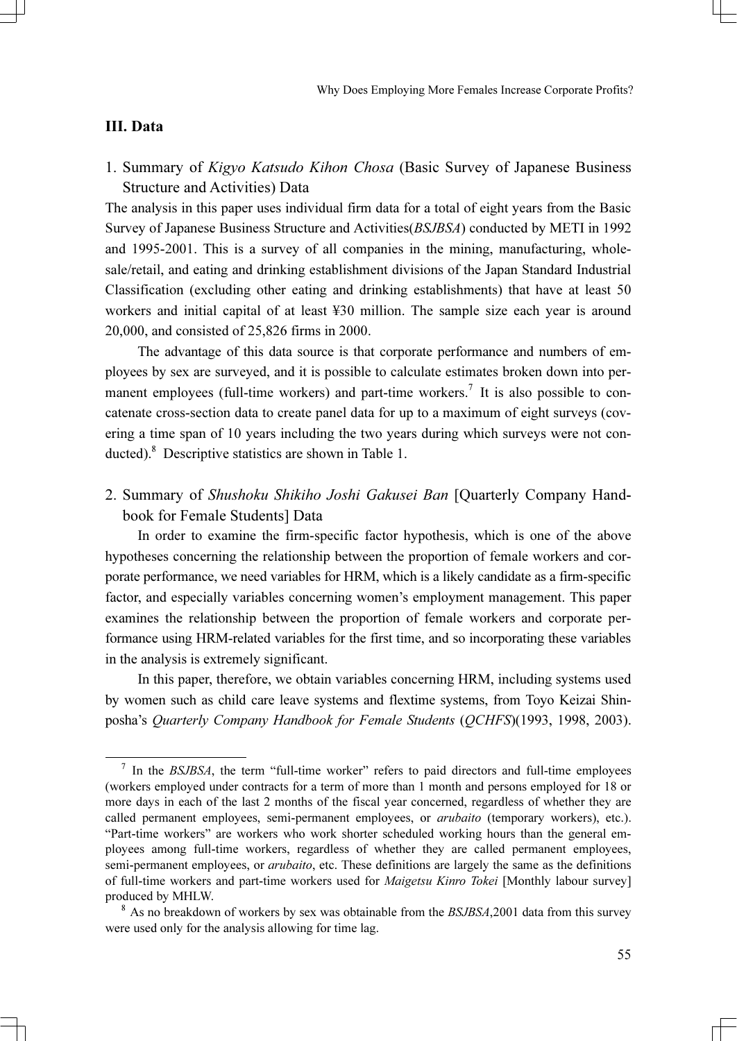## III. Data

### 1. Summary of *Kigyo Katsudo Kihon Chosa* (Basic Survey of Japanese Business Structure and Activities) Data

The analysis in this paper uses individual firm data for a total of eight years from the Basic Survey of Japanese Business Structure and Activities(*BSJBSA*) conducted by METI in 1992 and 1995-2001. This is a survey of all companies in the mining, manufacturing, wholesale/retail, and eating and drinking establishment divisions of the Japan Standard Industrial Classification (excluding other eating and drinking establishments) that have at least 50 workers and initial capital of at least ¥30 million. The sample size each year is around 20,000, and consisted of 25,826 firms in 2000.

The advantage of this data source is that corporate performance and numbers of employees by sex are surveyed, and it is possible to calculate estimates broken down into permanent employees (full-time workers) and part-time workers.[7] It is also possible to concatenate cross-section data to create panel data for up to a maximum of eight surveys (covering a time span of 10 years including the two years during which surveys were not conducted).[8] Descriptive statistics are shown in Table 1.

### 2. Summary of *Shushoku Shikiho Joshi Gakusei Ban* [Quarterly Company Handbook for Female Students] Data

In order to examine the firm-specific factor hypothesis, which is one of the above hypotheses concerning the relationship between the proportion of female workers and corporate performance, we need variables for HRM, which is a likely candidate as a firm-specific factor, and especially variables concerning women's employment management. This paper examines the relationship between the proportion of female workers and corporate performance using HRM-related variables for the first time, and so incorporating these variables in the analysis is extremely significant.

In this paper, therefore, we obtain variables concerning HRM, including systems used by women such as child care leave systems and flextime systems, from Toyo Keizai Shinposha's *Quarterly Company Handbook for Female Students* (*QCHFS*)(1993, 1998, 2003).

---

[7] In the *BSJBSA*, the term "full-time worker" refers to paid directors and full-time employees (workers employed under contracts for a term of more than 1 month and persons employed for 18 or more days in each of the last 2 months of the fiscal year concerned, regardless of whether they are called permanent employees, semi-permanent employees, or *arubaito* (temporary workers), etc.). "Part-time workers" are workers who work shorter scheduled working hours than the general employees among full-time workers, regardless of whether they are called permanent employees, semi-permanent employees, or *arubaito*, etc. These definitions are largely the same as the definitions of full-time workers and part-time workers used for *Maigetsu Kinro Tokei* [Monthly labour survey] produced by MHLW.

[8] As no breakdown of workers by sex was obtainable from the *BSJBSA*,2001 data from this survey were used only for the analysis allowing for time lag.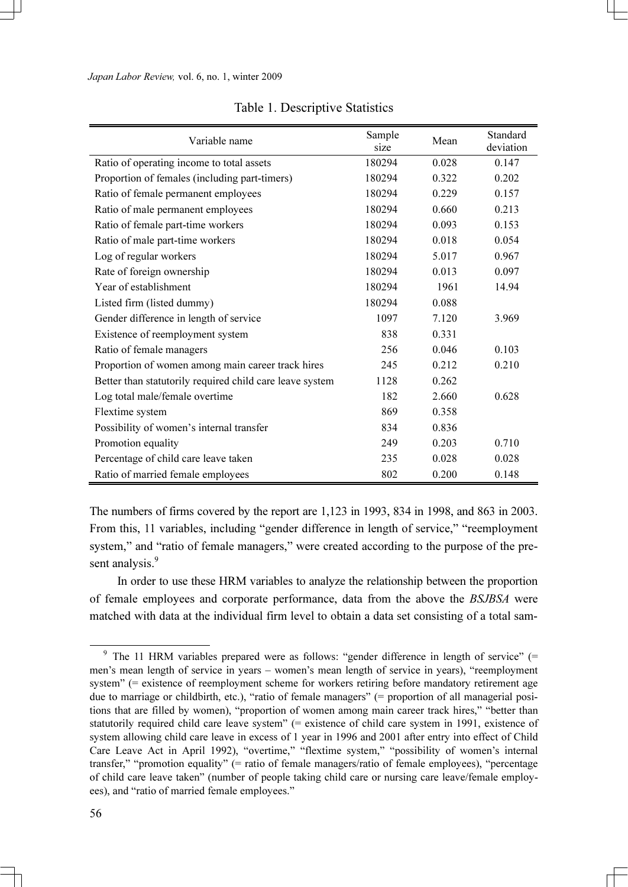Table 1. Descriptive Statistics

| Variable name | Sample size | Mean | Standard deviation |
|---|---|---|---|
| Ratio of operating income to total assets | 180294 | 0.028 | 0.147 |
| Proportion of females (including part-timers) | 180294 | 0.322 | 0.202 |
| Ratio of female permanent employees | 180294 | 0.229 | 0.157 |
| Ratio of male permanent employees | 180294 | 0.660 | 0.213 |
| Ratio of female part-time workers | 180294 | 0.093 | 0.153 |
| Ratio of male part-time workers | 180294 | 0.018 | 0.054 |
| Log of regular workers | 180294 | 5.017 | 0.967 |
| Rate of foreign ownership | 180294 | 0.013 | 0.097 |
| Year of establishment | 180294 | 1961 | 14.94 |
| Listed firm (listed dummy) | 180294 | 0.088 | |
| Gender difference in length of service | 1097 | 7.120 | 3.969 |
| Existence of reemployment system | 838 | 0.331 | |
| Ratio of female managers | 256 | 0.046 | 0.103 |
| Proportion of women among main career track hires | 245 | 0.212 | 0.210 |
| Better than statutorily required child care leave system | 1128 | 0.262 | |
| Log total male/female overtime | 182 | 2.660 | 0.628 |
| Flextime system | 869 | 0.358 | |
| Possibility of women's internal transfer | 834 | 0.836 | |
| Promotion equality | 249 | 0.203 | 0.710 |
| Percentage of child care leave taken | 235 | 0.028 | 0.028 |
| Ratio of married female employees | 802 | 0.200 | 0.148 |

The numbers of firms covered by the report are 1,123 in 1993, 834 in 1998, and 863 in 2003. From this, 11 variables, including "gender difference in length of service," "reemployment system," and "ratio of female managers," were created according to the purpose of the present analysis.[9]

In order to use these HRM variables to analyze the relationship between the proportion of female employees and corporate performance, data from the above the *BSJBSA* were matched with data at the individual firm level to obtain a data set consisting of a total sam-

[9] The 11 HRM variables prepared were as follows: "gender difference in length of service" (= men's mean length of service in years – women's mean length of service in years), "reemployment system" (= existence of reemployment scheme for workers retiring before mandatory retirement age due to marriage or childbirth, etc.), "ratio of female managers" (= proportion of all managerial positions that are filled by women), "proportion of women among main career track hires," "better than statutorily required child care leave system" (= existence of child care system in 1991, existence of system allowing child care leave in excess of 1 year in 1996 and 2001 after entry into effect of Child Care Leave Act in April 1992), "overtime," "flextime system," "possibility of women's internal transfer," "promotion equality" (= ratio of female managers/ratio of female employees), "percentage of child care leave taken" (number of people taking child care or nursing care leave/female employees), and "ratio of married female employees."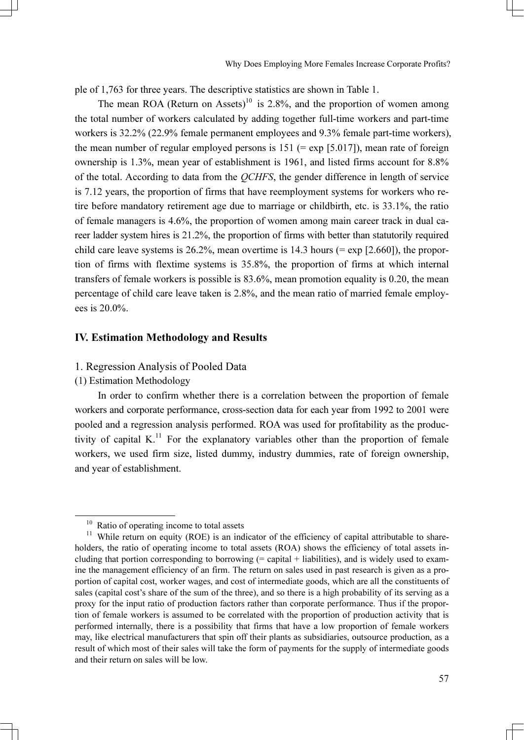ple of 1,763 for three years. The descriptive statistics are shown in Table 1.

The mean ROA (Return on Assets)[10] is 2.8%, and the proportion of women among the total number of workers calculated by adding together full-time workers and part-time workers is 32.2% (22.9% female permanent employees and 9.3% female part-time workers), the mean number of regular employed persons is 151 (= exp [5.017]), mean rate of foreign ownership is 1.3%, mean year of establishment is 1961, and listed firms account for 8.8% of the total. According to data from the *QCHFS*, the gender difference in length of service is 7.12 years, the proportion of firms that have reemployment systems for workers who retire before mandatory retirement age due to marriage or childbirth, etc. is 33.1%, the ratio of female managers is 4.6%, the proportion of women among main career track in dual career ladder system hires is 21.2%, the proportion of firms with better than statutorily required child care leave systems is 26.2%, mean overtime is 14.3 hours (= exp [2.660]), the proportion of firms with flextime systems is 35.8%, the proportion of firms at which internal transfers of female workers is possible is 83.6%, mean promotion equality is 0.20, the mean percentage of child care leave taken is 2.8%, and the mean ratio of married female employees is 20.0%.

## IV. Estimation Methodology and Results

### 1. Regression Analysis of Pooled Data

#### (1) Estimation Methodology

In order to confirm whether there is a correlation between the proportion of female workers and corporate performance, cross-section data for each year from 1992 to 2001 were pooled and a regression analysis performed. ROA was used for profitability as the productivity of capital K.[11] For the explanatory variables other than the proportion of female workers, we used firm size, listed dummy, industry dummies, rate of foreign ownership, and year of establishment.

---

[10] Ratio of operating income to total assets

[11] While return on equity (ROE) is an indicator of the efficiency of capital attributable to shareholders, the ratio of operating income to total assets (ROA) shows the efficiency of total assets including that portion corresponding to borrowing (= capital + liabilities), and is widely used to examine the management efficiency of an firm. The return on sales used in past research is given as a proportion of capital cost, worker wages, and cost of intermediate goods, which are all the constituents of sales (capital cost's share of the sum of the three), and so there is a high probability of its serving as a proxy for the input ratio of production factors rather than corporate performance. Thus if the proportion of female workers is assumed to be correlated with the proportion of production activity that is performed internally, there is a possibility that firms that have a low proportion of female workers may, like electrical manufacturers that spin off their plants as subsidiaries, outsource production, as a result of which most of their sales will take the form of payments for the supply of intermediate goods and their return on sales will be low.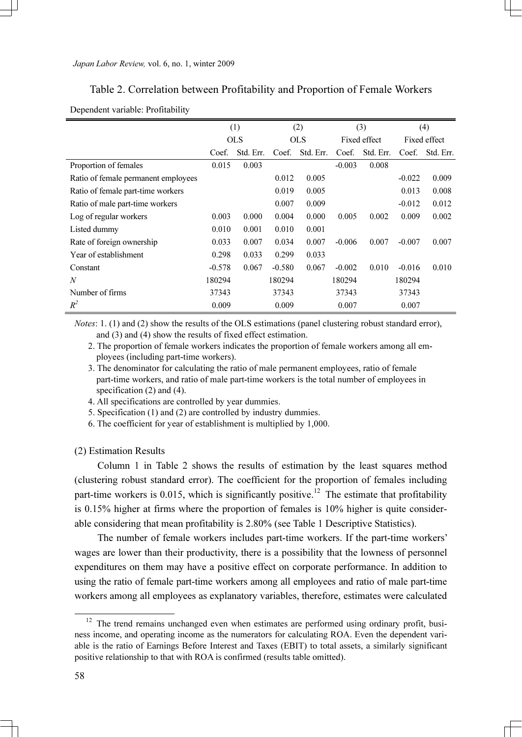Table 2. Correlation between Profitability and Proportion of Female Workers

Dependent variable: Profitability

| | (1) | | (2) | | (3) | | (4) | |
|---|---|---|---|---|---|---|---|---|
| | OLS | | OLS | | Fixed effect | | Fixed effect | |
| | Coef. | Std. Err. | Coef. | Std. Err. | Coef. | Std. Err. | Coef. | Std. Err. |
| Proportion of females | 0.015 | 0.003 | | | -0.003 | 0.008 | | |
| Ratio of female permanent employees | | | 0.012 | 0.005 | | | -0.022 | 0.009 |
| Ratio of female part-time workers | | | 0.019 | 0.005 | | | 0.013 | 0.008 |
| Ratio of male part-time workers | | | 0.007 | 0.009 | | | -0.012 | 0.012 |
| Log of regular workers | 0.003 | 0.000 | 0.004 | 0.000 | 0.005 | 0.002 | 0.009 | 0.002 |
| Listed dummy | 0.010 | 0.001 | 0.010 | 0.001 | | | | |
| Rate of foreign ownership | 0.033 | 0.007 | 0.034 | 0.007 | -0.006 | 0.007 | -0.007 | 0.007 |
| Year of establishment | 0.298 | 0.033 | 0.299 | 0.033 | | | | |
| Constant | -0.578 | 0.067 | -0.580 | 0.067 | -0.002 | 0.010 | -0.016 | 0.010 |
| $N$ | 180294 | | 180294 | | 180294 | | 180294 | |
| Number of firms | 37343 | | 37343 | | 37343 | | 37343 | |
| $R^2$ | 0.009 | | 0.009 | | 0.007 | | 0.007 | |

*Notes*: 1. (1) and (2) show the results of the OLS estimations (panel clustering robust standard error), and (3) and (4) show the results of fixed effect estimation.

2. The proportion of female workers indicates the proportion of female workers among all employees (including part-time workers).

3. The denominator for calculating the ratio of male permanent employees, ratio of female part-time workers, and ratio of male part-time workers is the total number of employees in specification (2) and (4).

4. All specifications are controlled by year dummies.

5. Specification (1) and (2) are controlled by industry dummies.

6. The coefficient for year of establishment is multiplied by 1,000.

(2) Estimation Results

Column 1 in Table 2 shows the results of estimation by the least squares method (clustering robust standard error). The coefficient for the proportion of females including part-time workers is 0.015, which is significantly positive.[12] The estimate that profitability is 0.15% higher at firms where the proportion of females is 10% higher is quite considerable considering that mean profitability is 2.80% (see Table 1 Descriptive Statistics).

The number of female workers includes part-time workers. If the part-time workers' wages are lower than their productivity, there is a possibility that the lowness of personnel expenditures on them may have a positive effect on corporate performance. In addition to using the ratio of female part-time workers among all employees and ratio of male part-time workers among all employees as explanatory variables, therefore, estimates were calculated

[12] The trend remains unchanged even when estimates are performed using ordinary profit, business income, and operating income as the numerators for calculating ROA. Even the dependent variable is the ratio of Earnings Before Interest and Taxes (EBIT) to total assets, a similarly significant positive relationship to that with ROA is confirmed (results table omitted).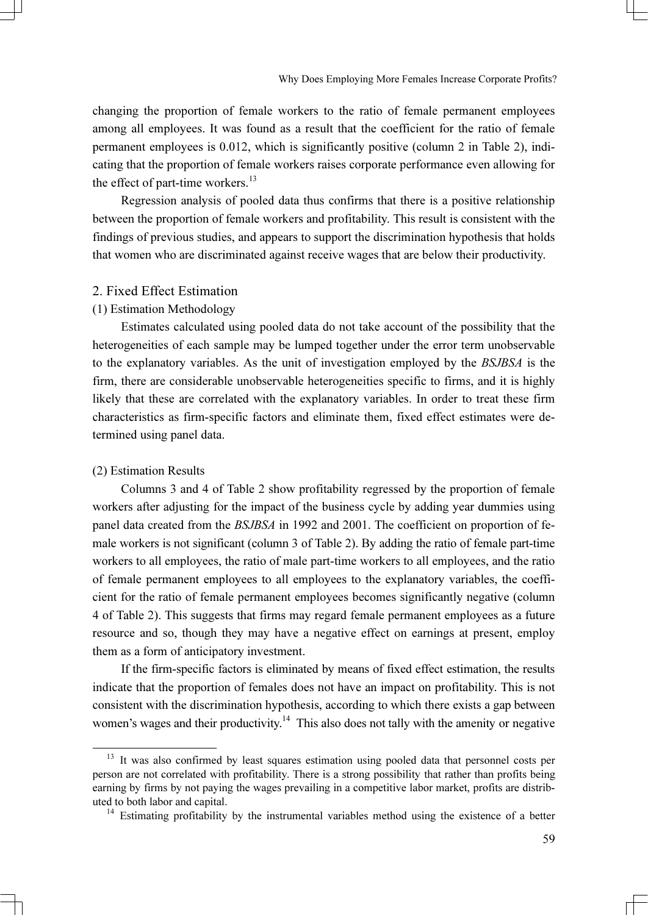changing the proportion of female workers to the ratio of female permanent employees among all employees. It was found as a result that the coefficient for the ratio of female permanent employees is 0.012, which is significantly positive (column 2 in Table 2), indicating that the proportion of female workers raises corporate performance even allowing for the effect of part-time workers.[13]

Regression analysis of pooled data thus confirms that there is a positive relationship between the proportion of female workers and profitability. This result is consistent with the findings of previous studies, and appears to support the discrimination hypothesis that holds that women who are discriminated against receive wages that are below their productivity.

## 2. Fixed Effect Estimation

### (1) Estimation Methodology

Estimates calculated using pooled data do not take account of the possibility that the heterogeneities of each sample may be lumped together under the error term unobservable to the explanatory variables. As the unit of investigation employed by the *BSJBSA* is the firm, there are considerable unobservable heterogeneities specific to firms, and it is highly likely that these are correlated with the explanatory variables. In order to treat these firm characteristics as firm-specific factors and eliminate them, fixed effect estimates were determined using panel data.

### (2) Estimation Results

Columns 3 and 4 of Table 2 show profitability regressed by the proportion of female workers after adjusting for the impact of the business cycle by adding year dummies using panel data created from the *BSJBSA* in 1992 and 2001. The coefficient on proportion of female workers is not significant (column 3 of Table 2). By adding the ratio of female part-time workers to all employees, the ratio of male part-time workers to all employees, and the ratio of female permanent employees to all employees to the explanatory variables, the coefficient for the ratio of female permanent employees becomes significantly negative (column 4 of Table 2). This suggests that firms may regard female permanent employees as a future resource and so, though they may have a negative effect on earnings at present, employ them as a form of anticipatory investment.

If the firm-specific factors is eliminated by means of fixed effect estimation, the results indicate that the proportion of females does not have an impact on profitability. This is not consistent with the discrimination hypothesis, according to which there exists a gap between women's wages and their productivity.[14] This also does not tally with the amenity or negative

---

[13] It was also confirmed by least squares estimation using pooled data that personnel costs per person are not correlated with profitability. There is a strong possibility that rather than profits being earning by firms by not paying the wages prevailing in a competitive labor market, profits are distributed to both labor and capital.

[14] Estimating profitability by the instrumental variables method using the existence of a better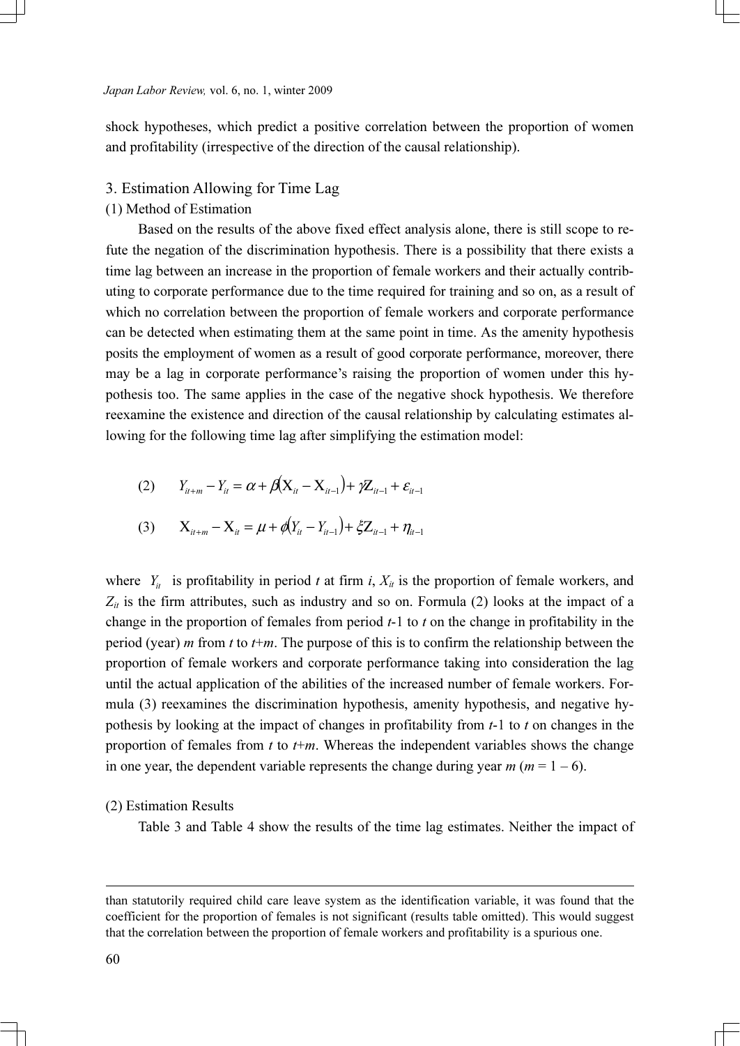shock hypotheses, which predict a positive correlation between the proportion of women and profitability (irrespective of the direction of the causal relationship).

## 3. Estimation Allowing for Time Lag

### (1) Method of Estimation

Based on the results of the above fixed effect analysis alone, there is still scope to refute the negation of the discrimination hypothesis. There is a possibility that there exists a time lag between an increase in the proportion of female workers and their actually contributing to corporate performance due to the time required for training and so on, as a result of which no correlation between the proportion of female workers and corporate performance can be detected when estimating them at the same point in time. As the amenity hypothesis posits the employment of women as a result of good corporate performance, moreover, there may be a lag in corporate performance's raising the proportion of women under this hypothesis too. The same applies in the case of the negative shock hypothesis. We therefore reexamine the existence and direction of the causal relationship by calculating estimates allowing for the following time lag after simplifying the estimation model:

$$(2) \qquad Y_{it+m} - Y_{it} = \alpha + \beta(\mathrm{X}_{it} - \mathrm{X}_{it-1}) + \gamma \mathrm{Z}_{it-1} + \varepsilon_{it-1}$$

$$(3) \qquad \mathrm{X}_{it+m} - \mathrm{X}_{it} = \mu + \phi(Y_{it} - Y_{it-1}) + \xi \mathrm{Z}_{it-1} + \eta_{it-1}$$

where $Y_{it}$ is profitability in period $t$ at firm $i$, $X_{it}$ is the proportion of female workers, and $Z_{it}$ is the firm attributes, such as industry and so on. Formula (2) looks at the impact of a change in the proportion of females from period $t$-1 to $t$ on the change in profitability in the period (year) $m$ from $t$ to $t$+$m$. The purpose of this is to confirm the relationship between the proportion of female workers and corporate performance taking into consideration the lag until the actual application of the abilities of the increased number of female workers. Formula (3) reexamines the discrimination hypothesis, amenity hypothesis, and negative hypothesis by looking at the impact of changes in profitability from $t$-1 to $t$ on changes in the proportion of females from $t$ to $t$+$m$. Whereas the independent variables shows the change in one year, the dependent variable represents the change during year $m$ ($m$ = 1 – 6).

### (2) Estimation Results

Table 3 and Table 4 show the results of the time lag estimates. Neither the impact of

---

than statutorily required child care leave system as the identification variable, it was found that the coefficient for the proportion of females is not significant (results table omitted). This would suggest that the correlation between the proportion of female workers and profitability is a spurious one.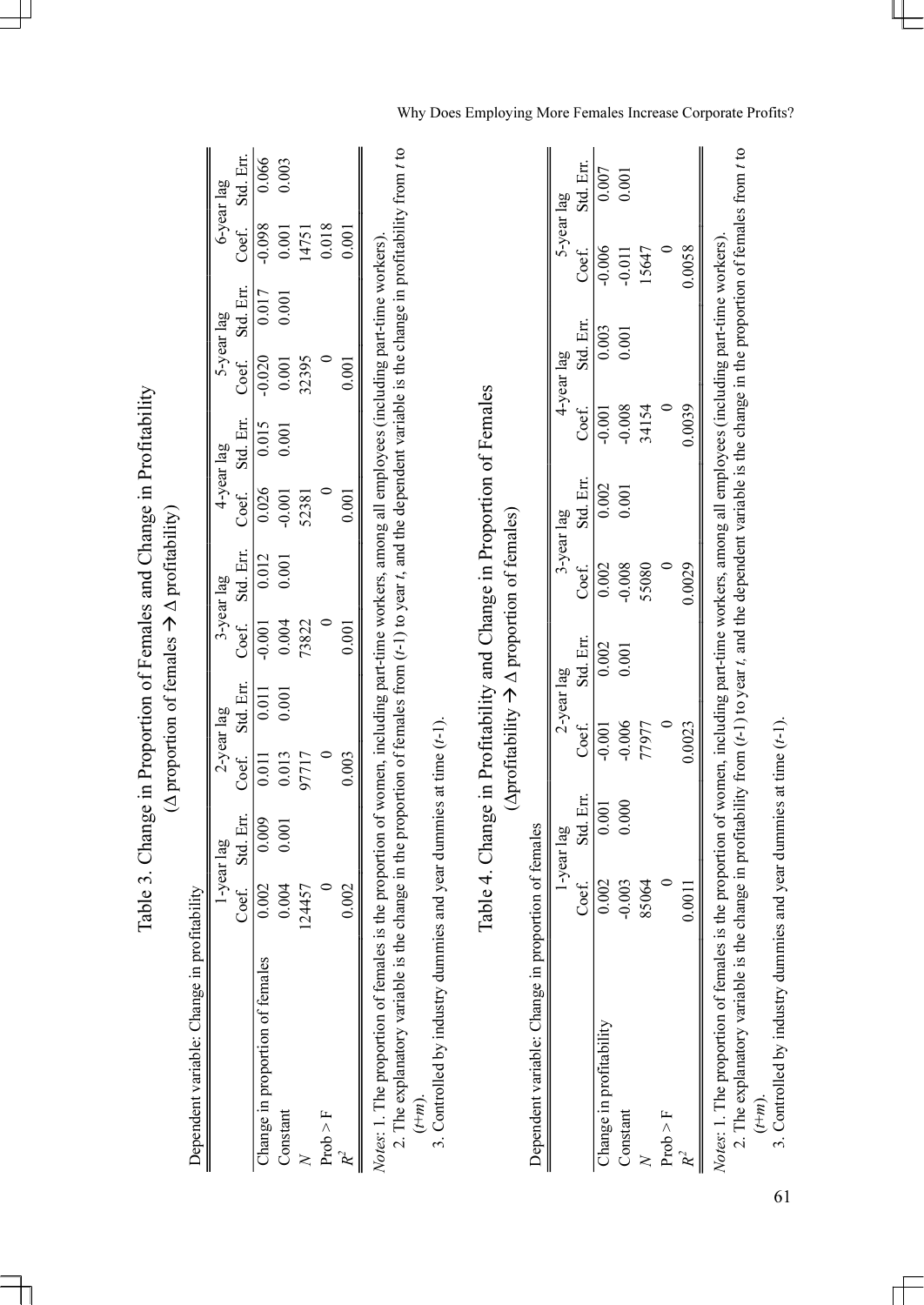# Table 3. Change in Proportion of Females and Change in Profitability

(Δ proportion of females → Δ profitability)

Dependent variable: Change in profitability

| | 1-year lag | | 2-year lag | | 3-year lag | | 4-year lag | | 5-year lag | | 6-year lag | |
|---|---|---|---|---|---|---|---|---|---|---|---|---|
| | Coef. | Std. Err. | Coef. | Std. Err. | Coef. | Std. Err. | Coef. | Std. Err. | Coef. | Std. Err. | Coef. | Std. Err. |
| Change in proportion of females | 0.002 | 0.009 | 0.011 | 0.011 | -0.001 | 0.012 | 0.026 | 0.015 | -0.020 | 0.017 | -0.098 | 0.066 |
| Constant | 0.004 | 0.001 | 0.013 | 0.001 | 0.004 | 0.001 | -0.001 | 0.001 | 0.001 | 0.001 | 0.001 | 0.003 |
| $N$ | 124457 | | 97717 | | 73822 | | 52381 | | 32395 | | 14751 | |
| Prob > F | 0 | | 0 | | 0 | | 0 | | 0 | | 0.018 | |
| $R^2$ | 0.002 | | 0.003 | | 0.001 | | 0.001 | | 0.001 | | 0.001 | |

*Notes*: 1. The proportion of females is the proportion of women, including part-time workers, among all employees (including part-time workers).

2. The explanatory variable is the change in the proportion of females from ($t$-1) to year $t$, and the dependent variable is the change in profitability from $t$ to ($t$+$m$).

3. Controlled by industry dummies and year dummies at time ($t$-1).

# Table 4. Change in Profitability and Change in Proportion of Females

(Δprofitability → Δ proportion of females)

Dependent variable: Change in proportion of females

| | 1-year lag | | 2-year lag | | 3-year lag | | 4-year lag | | 5-year lag | |
|---|---|---|---|---|---|---|---|---|---|---|
| | Coef. | Std. Err. | Coef. | Std. Err. | Coef. | Std. Err. | Coef. | Std. Err. | Coef. | Std. Err. |
| Change in profitability | 0.002 | 0.001 | -0.001 | 0.002 | 0.002 | 0.002 | -0.001 | 0.003 | -0.006 | 0.007 |
| Constant | -0.003 | 0.000 | -0.006 | 0.001 | -0.008 | 0.001 | -0.008 | 0.001 | -0.011 | 0.001 |
| $N$ | 85064 | | 77977 | | 55080 | | 34154 | | 15647 | |
| Prob > F | 0 | | 0 | | 0 | | 0 | | 0 | |
| $R^2$ | 0.0011 | | 0.0023 | | 0.0029 | | 0.0039 | | 0.0058 | |

*Notes*: 1. The proportion of females is the proportion of women, including part-time workers, among all employees (including part-time workers).

2. The explanatory variable is the change in profitability from ($t$-1) to year $t$, and the dependent variable is the change in the proportion of females from $t$ to ($t$+$m$).

3. Controlled by industry dummies and year dummies at time ($t$-1).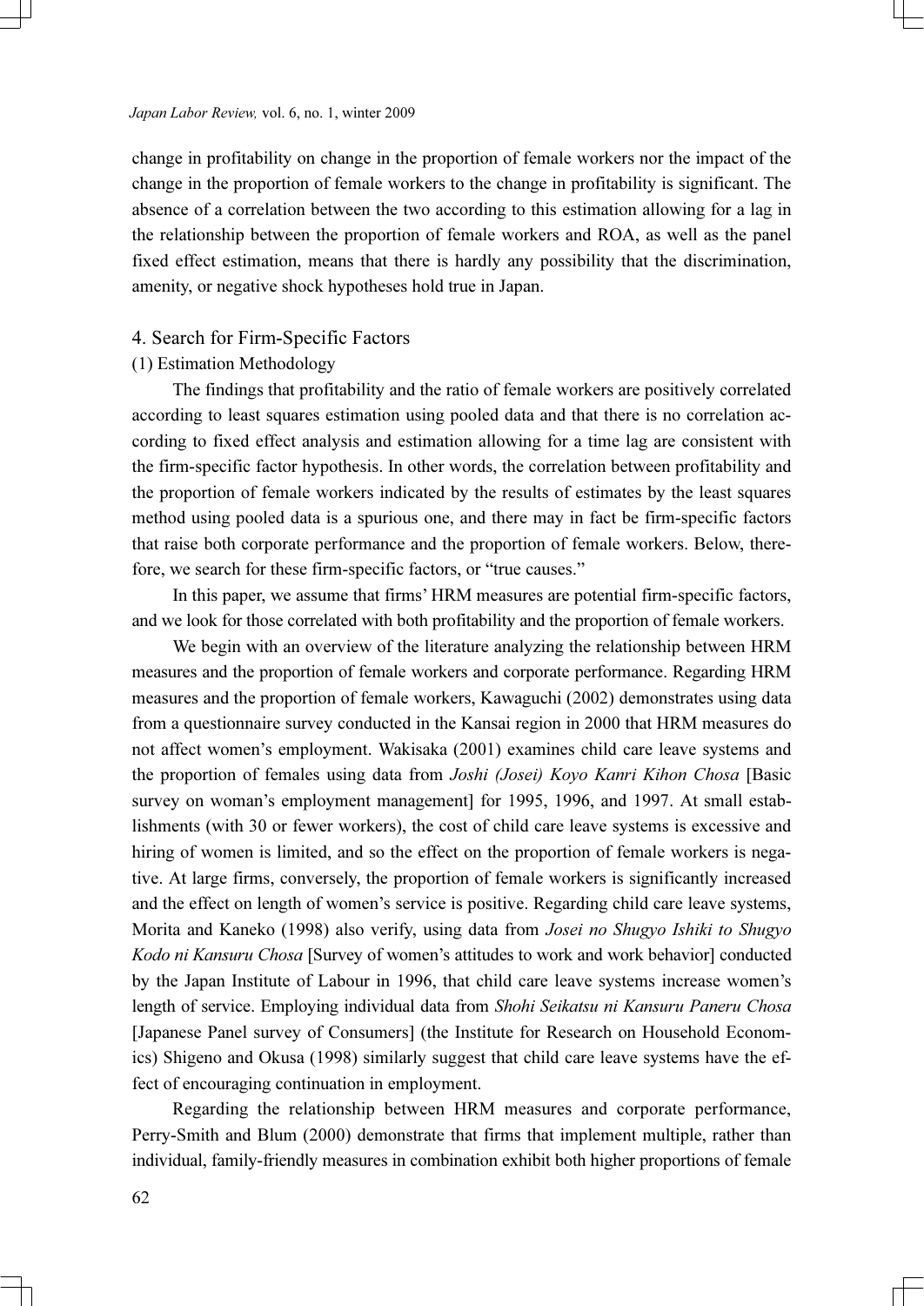change in profitability on change in the proportion of female workers nor the impact of the change in the proportion of female workers to the change in profitability is significant. The absence of a correlation between the two according to this estimation allowing for a lag in the relationship between the proportion of female workers and ROA, as well as the panel fixed effect estimation, means that there is hardly any possibility that the discrimination, amenity, or negative shock hypotheses hold true in Japan.

## 4. Search for Firm-Specific Factors

### (1) Estimation Methodology

The findings that profitability and the ratio of female workers are positively correlated according to least squares estimation using pooled data and that there is no correlation according to fixed effect analysis and estimation allowing for a time lag are consistent with the firm-specific factor hypothesis. In other words, the correlation between profitability and the proportion of female workers indicated by the results of estimates by the least squares method using pooled data is a spurious one, and there may in fact be firm-specific factors that raise both corporate performance and the proportion of female workers. Below, therefore, we search for these firm-specific factors, or "true causes."

In this paper, we assume that firms' HRM measures are potential firm-specific factors, and we look for those correlated with both profitability and the proportion of female workers.

We begin with an overview of the literature analyzing the relationship between HRM measures and the proportion of female workers and corporate performance. Regarding HRM measures and the proportion of female workers, Kawaguchi (2002) demonstrates using data from a questionnaire survey conducted in the Kansai region in 2000 that HRM measures do not affect women's employment. Wakisaka (2001) examines child care leave systems and the proportion of females using data from *Joshi (Josei) Koyo Kanri Kihon Chosa* [Basic survey on woman's employment management] for 1995, 1996, and 1997. At small establishments (with 30 or fewer workers), the cost of child care leave systems is excessive and hiring of women is limited, and so the effect on the proportion of female workers is negative. At large firms, conversely, the proportion of female workers is significantly increased and the effect on length of women's service is positive. Regarding child care leave systems, Morita and Kaneko (1998) also verify, using data from *Josei no Shugyo Ishiki to Shugyo Kodo ni Kansuru Chosa* [Survey of women's attitudes to work and work behavior] conducted by the Japan Institute of Labour in 1996, that child care leave systems increase women's length of service. Employing individual data from *Shohi Seikatsu ni Kansuru Paneru Chosa* [Japanese Panel survey of Consumers] (the Institute for Research on Household Economics) Shigeno and Okusa (1998) similarly suggest that child care leave systems have the effect of encouraging continuation in employment.

Regarding the relationship between HRM measures and corporate performance, Perry-Smith and Blum (2000) demonstrate that firms that implement multiple, rather than individual, family-friendly measures in combination exhibit both higher proportions of female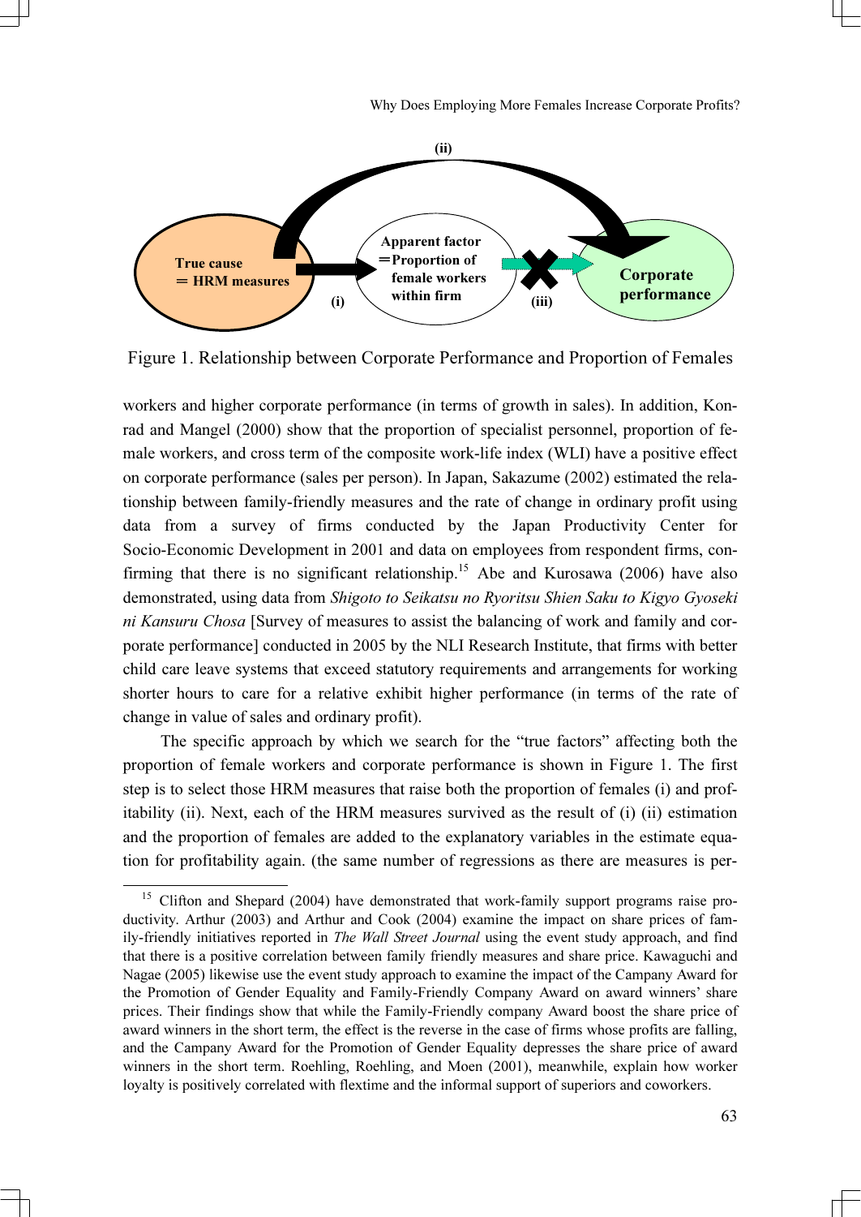Figure 1. Relationship between Corporate Performance and Proportion of Females

workers and higher corporate performance (in terms of growth in sales). In addition, Konrad and Mangel (2000) show that the proportion of specialist personnel, proportion of female workers, and cross term of the composite work-life index (WLI) have a positive effect on corporate performance (sales per person). In Japan, Sakazume (2002) estimated the relationship between family-friendly measures and the rate of change in ordinary profit using data from a survey of firms conducted by the Japan Productivity Center for Socio-Economic Development in 2001 and data on employees from respondent firms, confirming that there is no significant relationship.[15] Abe and Kurosawa (2006) have also demonstrated, using data from *Shigoto to Seikatsu no Ryoritsu Shien Saku to Kigyo Gyoseki ni Kansuru Chosa* [Survey of measures to assist the balancing of work and family and corporate performance] conducted in 2005 by the NLI Research Institute, that firms with better child care leave systems that exceed statutory requirements and arrangements for working shorter hours to care for a relative exhibit higher performance (in terms of the rate of change in value of sales and ordinary profit).

The specific approach by which we search for the "true factors" affecting both the proportion of female workers and corporate performance is shown in Figure 1. The first step is to select those HRM measures that raise both the proportion of females (i) and profitability (ii). Next, each of the HRM measures survived as the result of (i) (ii) estimation and the proportion of females are added to the explanatory variables in the estimate equation for profitability again. (the same number of regressions as there are measures is per-

[15] Clifton and Shepard (2004) have demonstrated that work-family support programs raise productivity. Arthur (2003) and Arthur and Cook (2004) examine the impact on share prices of family-friendly initiatives reported in *The Wall Street Journal* using the event study approach, and find that there is a positive correlation between family friendly measures and share price. Kawaguchi and Nagae (2005) likewise use the event study approach to examine the impact of the Campany Award for the Promotion of Gender Equality and Family-Friendly Company Award on award winners' share prices. Their findings show that while the Family-Friendly company Award boost the share price of award winners in the short term, the effect is the reverse in the case of firms whose profits are falling, and the Campany Award for the Promotion of Gender Equality depresses the share price of award winners in the short term. Roehling, Roehling, and Moen (2001), meanwhile, explain how worker loyalty is positively correlated with flextime and the informal support of superiors and coworkers.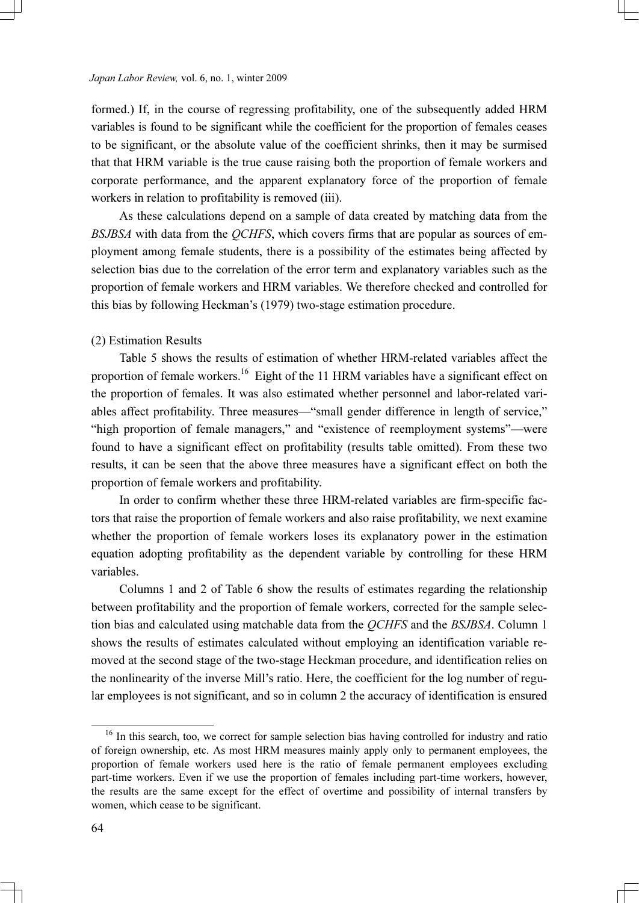formed.) If, in the course of regressing profitability, one of the subsequently added HRM variables is found to be significant while the coefficient for the proportion of females ceases to be significant, or the absolute value of the coefficient shrinks, then it may be surmised that that HRM variable is the true cause raising both the proportion of female workers and corporate performance, and the apparent explanatory force of the proportion of female workers in relation to profitability is removed (iii).

As these calculations depend on a sample of data created by matching data from the *BSJBSA* with data from the *QCHFS*, which covers firms that are popular as sources of employment among female students, there is a possibility of the estimates being affected by selection bias due to the correlation of the error term and explanatory variables such as the proportion of female workers and HRM variables. We therefore checked and controlled for this bias by following Heckman's (1979) two-stage estimation procedure.

(2) Estimation Results

Table 5 shows the results of estimation of whether HRM-related variables affect the proportion of female workers.[16] Eight of the 11 HRM variables have a significant effect on the proportion of females. It was also estimated whether personnel and labor-related variables affect profitability. Three measures—"small gender difference in length of service," "high proportion of female managers," and "existence of reemployment systems"—were found to have a significant effect on profitability (results table omitted). From these two results, it can be seen that the above three measures have a significant effect on both the proportion of female workers and profitability.

In order to confirm whether these three HRM-related variables are firm-specific factors that raise the proportion of female workers and also raise profitability, we next examine whether the proportion of female workers loses its explanatory power in the estimation equation adopting profitability as the dependent variable by controlling for these HRM variables.

Columns 1 and 2 of Table 6 show the results of estimates regarding the relationship between profitability and the proportion of female workers, corrected for the sample selection bias and calculated using matchable data from the *QCHFS* and the *BSJBSA*. Column 1 shows the results of estimates calculated without employing an identification variable removed at the second stage of the two-stage Heckman procedure, and identification relies on the nonlinearity of the inverse Mill's ratio. Here, the coefficient for the log number of regular employees is not significant, and so in column 2 the accuracy of identification is ensured

[16] In this search, too, we correct for sample selection bias having controlled for industry and ratio of foreign ownership, etc. As most HRM measures mainly apply only to permanent employees, the proportion of female workers used here is the ratio of female permanent employees excluding part-time workers. Even if we use the proportion of females including part-time workers, however, the results are the same except for the effect of overtime and possibility of internal transfers by women, which cease to be significant.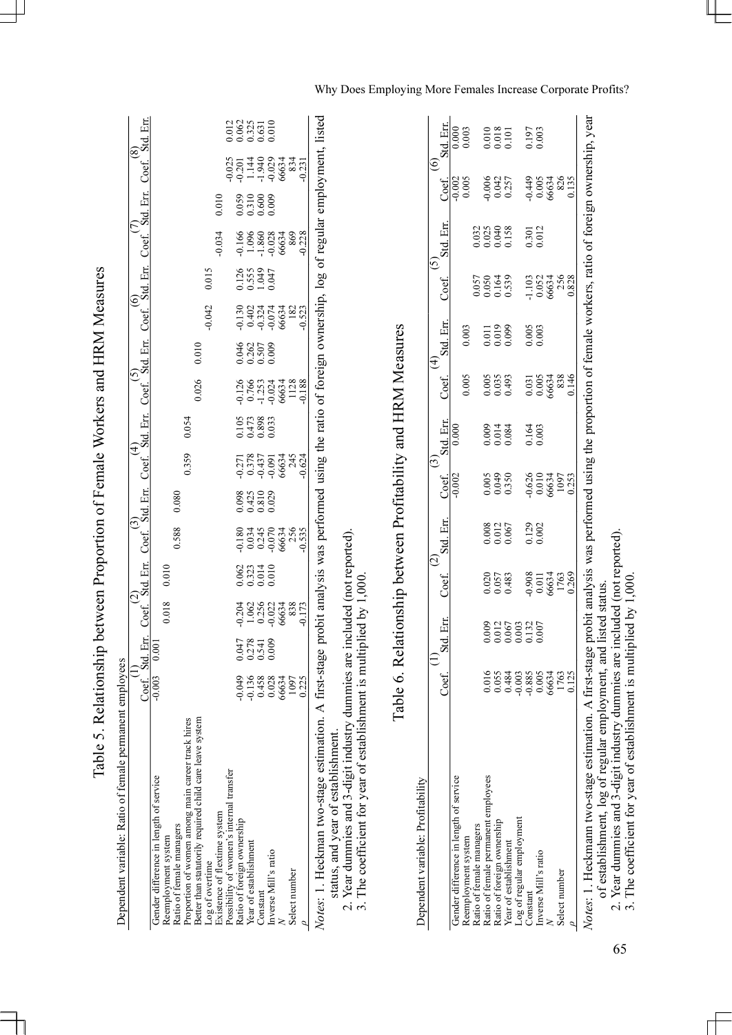# Table 5. Relationship between Proportion of Female Workers and HRM Measures

Dependent variable: Ratio of female permanent employees

| | (1) | | (2) | | (3) | | (4) | | (5) | | (6) | | (7) | | (8) | |
|---|---|---|---|---|---|---|---|---|---|---|---|---|---|---|---|---|
| | Coef. | Std. Err. | Coef. | Std. Err. | Coef. | Std. Err. | Coef. | Std. Err. | Coef. | Std. Err. | Coef. | Std. Err. | Coef. | Std. Err. | Coef. | Std. Err. |
| Gender difference in length of service | -0.003 | 0.001 | | | | | | | | | | | | | | |
| Reemployment system | | | 0.018 | 0.010 | | | | | | | | | | | | |
| Ratio of female managers | | | | | 0.588 | 0.080 | | | | | | | | | | |
| Proportion of women among main career track hires | | | | | | | 0.359 | 0.054 | | | | | | | | |
| Better than statutorily required child care leave system | | | | | | | | | 0.026 | 0.010 | | | | | | |
| Log of overtime | | | | | | | | | | | -0.042 | 0.015 | | | | |
| Existence of flextime system | | | | | | | | | | | | | -0.034 | 0.010 | | |
| Possibility of women's internal transfer | | | | | | | | | | | | | | | -0.025 | 0.012 |
| Ratio of foreign ownership | -0.049 | 0.047 | -0.204 | 0.062 | -0.180 | 0.098 | -0.271 | 0.105 | -0.126 | 0.046 | -0.130 | 0.126 | -0.166 | 0.059 | -0.201 | 0.062 |
| Year of establishment | -0.136 | 0.278 | 1.062 | 0.323 | 0.034 | 0.425 | 0.378 | 0.473 | 0.766 | 0.262 | 0.402 | 0.555 | 1.096 | 0.310 | 1.144 | 0.325 |
| Constant | 0.458 | 0.541 | 0.256 | 0.014 | 0.245 | 0.810 | -0.437 | 0.898 | -1.253 | 0.507 | -0.324 | 1.049 | -1.860 | 0.600 | -1.940 | 0.631 |
| Inverse Mill's ratio | 0.028 | 0.009 | -0.022 | 0.010 | -0.070 | 0.029 | -0.091 | 0.033 | -0.024 | 0.009 | -0.074 | 0.047 | -0.028 | 0.009 | -0.029 | 0.010 |
| $N$ | 66634 | | 66634 | | 66634 | | 66634 | | 66634 | | 66634 | | 66634 | | 66634 | |
| Select number | 1097 | | 838 | | 256 | | 245 | | 1128 | | 182 | | 869 | | 834 | |
| $\rho$ | 0.225 | | -0.173 | | -0.535 | | -0.624 | | -0.188 | | -0.523 | | -0.228 | | -0.231 | |

*Notes*: 1. Heckman two-stage estimation. A first-stage probit analysis was performed using the ratio of foreign ownership, log of regular employment, listed status, and year of establishment.
2. Year dummies and 3-digit industry dummies are included (not reported).
3. The coefficient for year of establishment is multiplied by 1,000.

# Table 6. Relationship between Profitability and HRM Measures

Dependent variable: Profitability

| | (1) | | (2) | | (3) | | (4) | | (5) | | (6) | |
|---|---|---|---|---|---|---|---|---|---|---|---|---|
| | Coef. | Std. Err. | Coef. | Std. Err. | Coef. | Std. Err. | Coef. | Std. Err. | Coef. | Std. Err. | Coef. | Std. Err. |
| Gender difference in length of service | | | | | -0.002 | 0.000 | | | | | -0.002 | 0.000 |
| Reemployment system | | | | | | | 0.005 | 0.003 | | | 0.005 | 0.003 |
| Ratio of female managers | | | | | | | | | 0.057 | 0.032 | | |
| Ratio of female permanent employees | 0.016 | 0.009 | 0.020 | 0.008 | 0.005 | 0.009 | 0.005 | 0.011 | 0.050 | 0.025 | -0.006 | 0.010 |
| Ratio of foreign ownership | 0.055 | 0.012 | 0.057 | 0.012 | 0.049 | 0.014 | 0.035 | 0.019 | 0.164 | 0.040 | 0.042 | 0.018 |
| Year of establishment | 0.484 | 0.067 | 0.483 | 0.067 | 0.350 | 0.084 | 0.493 | 0.099 | 0.539 | 0.158 | 0.257 | 0.101 |
| Log of regular employment | -0.003 | 0.003 | | | | | | | | | | |
| Constant | -0.885 | 0.132 | -0.908 | 0.129 | -0.626 | 0.164 | 0.031 | 0.005 | -1.103 | 0.301 | -0.449 | 0.197 |
| Inverse Mill's ratio | 0.005 | 0.007 | 0.011 | 0.002 | 0.010 | 0.003 | 0.005 | 0.003 | 0.052 | 0.012 | 0.005 | 0.003 |
| $N$ | 66634 | | 66634 | | 66634 | | 66634 | | 66634 | | 66634 | |
| Select number | 1763 | | 1763 | | 1097 | | 838 | | 256 | | 826 | |
| $\rho$ | 0.125 | | 0.269 | | 0.253 | | 0.146 | | 0.828 | | 0.135 | |

*Notes*: 1. Heckmann two-stage estimation. A first-stage probit analysis was performed using the proportion of female workers, ratio of foreign ownership, year of establishment, log of regular employment, and listed status.
2. Year dummies and 3-digit industry dummies are included (not reported).
3. The coefficient for year of establishment is multiplied by 1,000.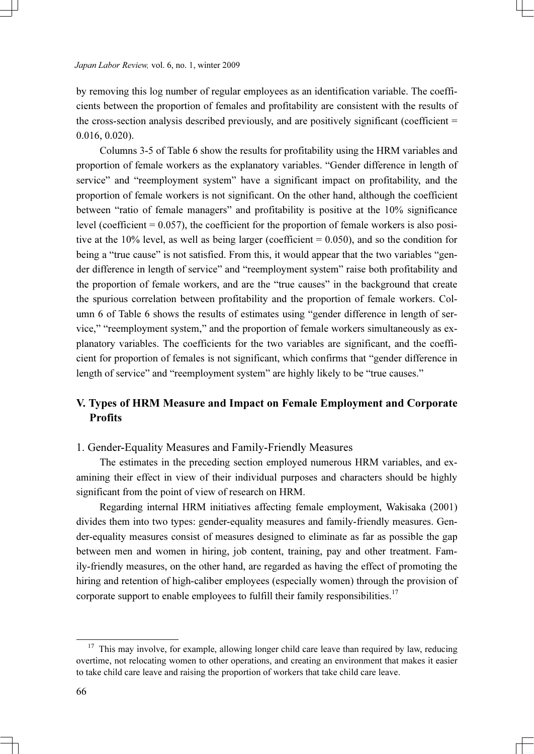by removing this log number of regular employees as an identification variable. The coefficients between the proportion of females and profitability are consistent with the results of the cross-section analysis described previously, and are positively significant (coefficient = 0.016, 0.020).

Columns 3-5 of Table 6 show the results for profitability using the HRM variables and proportion of female workers as the explanatory variables. "Gender difference in length of service" and "reemployment system" have a significant impact on profitability, and the proportion of female workers is not significant. On the other hand, although the coefficient between "ratio of female managers" and profitability is positive at the 10% significance level (coefficient = 0.057), the coefficient for the proportion of female workers is also positive at the 10% level, as well as being larger (coefficient = 0.050), and so the condition for being a "true cause" is not satisfied. From this, it would appear that the two variables "gender difference in length of service" and "reemployment system" raise both profitability and the proportion of female workers, and are the "true causes" in the background that create the spurious correlation between profitability and the proportion of female workers. Column 6 of Table 6 shows the results of estimates using "gender difference in length of service," "reemployment system," and the proportion of female workers simultaneously as explanatory variables. The coefficients for the two variables are significant, and the coefficient for proportion of females is not significant, which confirms that "gender difference in length of service" and "reemployment system" are highly likely to be "true causes."

## V. Types of HRM Measure and Impact on Female Employment and Corporate Profits

### 1. Gender-Equality Measures and Family-Friendly Measures

The estimates in the preceding section employed numerous HRM variables, and examining their effect in view of their individual purposes and characters should be highly significant from the point of view of research on HRM.

Regarding internal HRM initiatives affecting female employment, Wakisaka (2001) divides them into two types: gender-equality measures and family-friendly measures. Gender-equality measures consist of measures designed to eliminate as far as possible the gap between men and women in hiring, job content, training, pay and other treatment. Family-friendly measures, on the other hand, are regarded as having the effect of promoting the hiring and retention of high-caliber employees (especially women) through the provision of corporate support to enable employees to fulfill their family responsibilities.[17]

---

[17] This may involve, for example, allowing longer child care leave than required by law, reducing overtime, not relocating women to other operations, and creating an environment that makes it easier to take child care leave and raising the proportion of workers that take child care leave.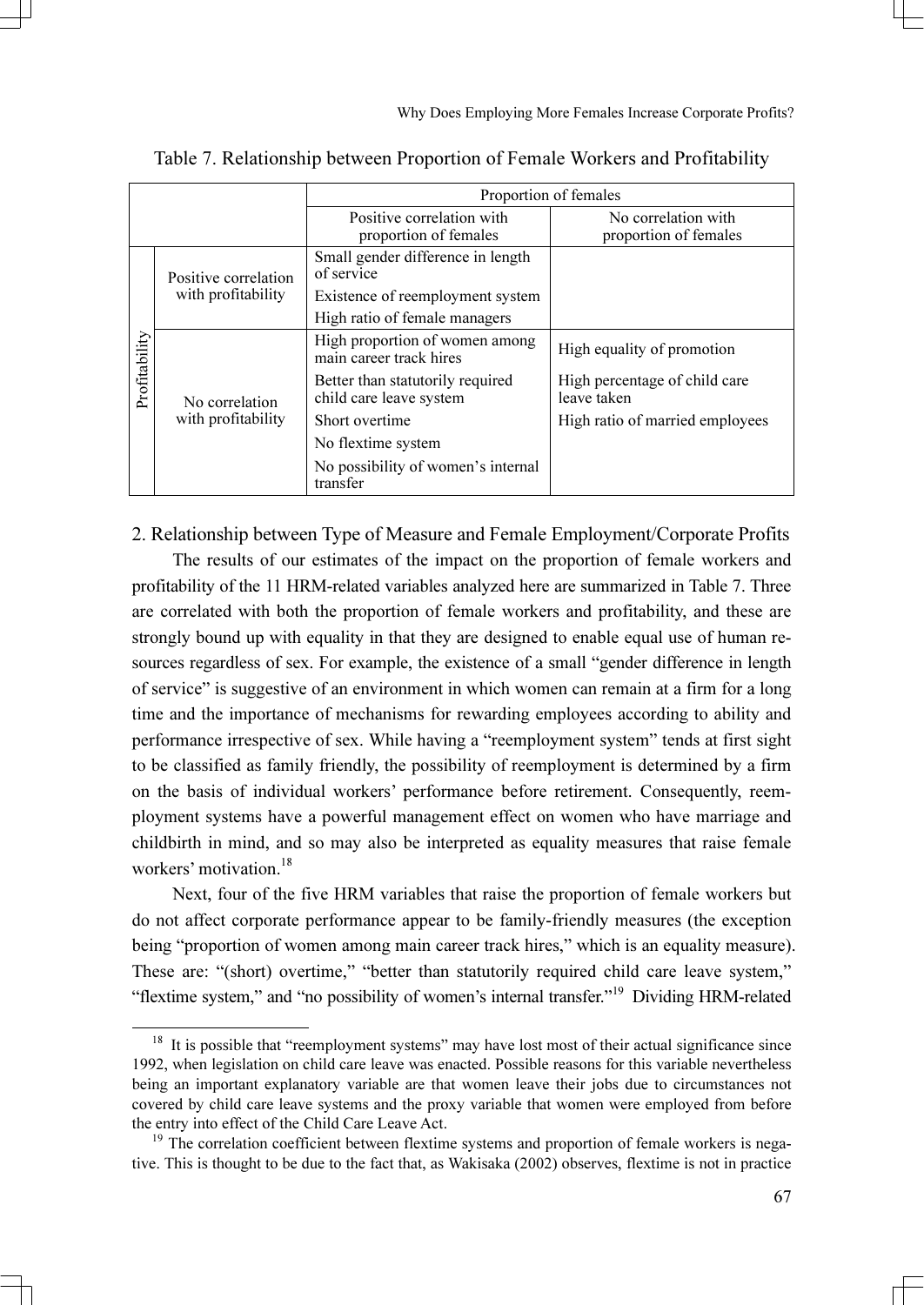Table 7. Relationship between Proportion of Female Workers and Profitability

| | | Proportion of females | |
|---|---|---|---|
| | | Positive correlation with proportion of females | No correlation with proportion of females |
| Profitability | Positive correlation with profitability | Small gender difference in length of service | |
| | | Existence of reemployment system | |
| | | High ratio of female managers | |
| | No correlation with profitability | High proportion of women among main career track hires | High equality of promotion |
| | | Better than statutorily required child care leave system | High percentage of child care leave taken |
| | | Short overtime | High ratio of married employees |
| | | No flextime system | |
| | | No possibility of women's internal transfer | |

## 2. Relationship between Type of Measure and Female Employment/Corporate Profits

The results of our estimates of the impact on the proportion of female workers and profitability of the 11 HRM-related variables analyzed here are summarized in Table 7. Three are correlated with both the proportion of female workers and profitability, and these are strongly bound up with equality in that they are designed to enable equal use of human resources regardless of sex. For example, the existence of a small "gender difference in length of service" is suggestive of an environment in which women can remain at a firm for a long time and the importance of mechanisms for rewarding employees according to ability and performance irrespective of sex. While having a "reemployment system" tends at first sight to be classified as family friendly, the possibility of reemployment is determined by a firm on the basis of individual workers' performance before retirement. Consequently, reemployment systems have a powerful management effect on women who have marriage and childbirth in mind, and so may also be interpreted as equality measures that raise female workers' motivation.[18]

Next, four of the five HRM variables that raise the proportion of female workers but do not affect corporate performance appear to be family-friendly measures (the exception being "proportion of women among main career track hires," which is an equality measure). These are: "(short) overtime," "better than statutorily required child care leave system," "flextime system," and "no possibility of women's internal transfer."[19] Dividing HRM-related

[18] It is possible that "reemployment systems" may have lost most of their actual significance since 1992, when legislation on child care leave was enacted. Possible reasons for this variable nevertheless being an important explanatory variable are that women leave their jobs due to circumstances not covered by child care leave systems and the proxy variable that women were employed from before the entry into effect of the Child Care Leave Act.

[19] The correlation coefficient between flextime systems and proportion of female workers is negative. This is thought to be due to the fact that, as Wakisaka (2002) observes, flextime is not in practice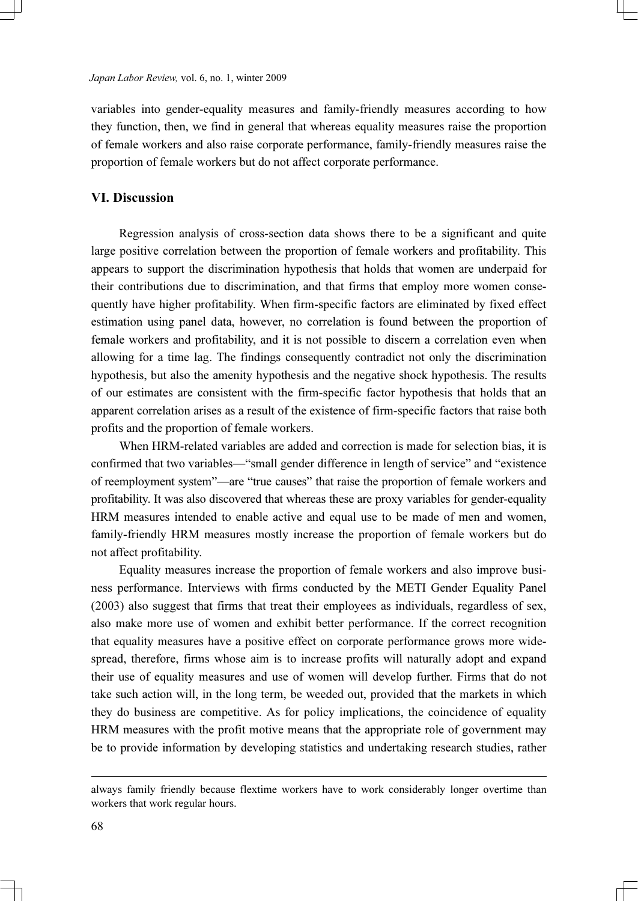variables into gender-equality measures and family-friendly measures according to how they function, then, we find in general that whereas equality measures raise the proportion of female workers and also raise corporate performance, family-friendly measures raise the proportion of female workers but do not affect corporate performance.

## VI. Discussion

Regression analysis of cross-section data shows there to be a significant and quite large positive correlation between the proportion of female workers and profitability. This appears to support the discrimination hypothesis that holds that women are underpaid for their contributions due to discrimination, and that firms that employ more women consequently have higher profitability. When firm-specific factors are eliminated by fixed effect estimation using panel data, however, no correlation is found between the proportion of female workers and profitability, and it is not possible to discern a correlation even when allowing for a time lag. The findings consequently contradict not only the discrimination hypothesis, but also the amenity hypothesis and the negative shock hypothesis. The results of our estimates are consistent with the firm-specific factor hypothesis that holds that an apparent correlation arises as a result of the existence of firm-specific factors that raise both profits and the proportion of female workers.

When HRM-related variables are added and correction is made for selection bias, it is confirmed that two variables—"small gender difference in length of service" and "existence of reemployment system"—are "true causes" that raise the proportion of female workers and profitability. It was also discovered that whereas these are proxy variables for gender-equality HRM measures intended to enable active and equal use to be made of men and women, family-friendly HRM measures mostly increase the proportion of female workers but do not affect profitability.

Equality measures increase the proportion of female workers and also improve business performance. Interviews with firms conducted by the METI Gender Equality Panel (2003) also suggest that firms that treat their employees as individuals, regardless of sex, also make more use of women and exhibit better performance. If the correct recognition that equality measures have a positive effect on corporate performance grows more widespread, therefore, firms whose aim is to increase profits will naturally adopt and expand their use of equality measures and use of women will develop further. Firms that do not take such action will, in the long term, be weeded out, provided that the markets in which they do business are competitive. As for policy implications, the coincidence of equality HRM measures with the profit motive means that the appropriate role of government may be to provide information by developing statistics and undertaking research studies, rather

---

always family friendly because flextime workers have to work considerably longer overtime than workers that work regular hours.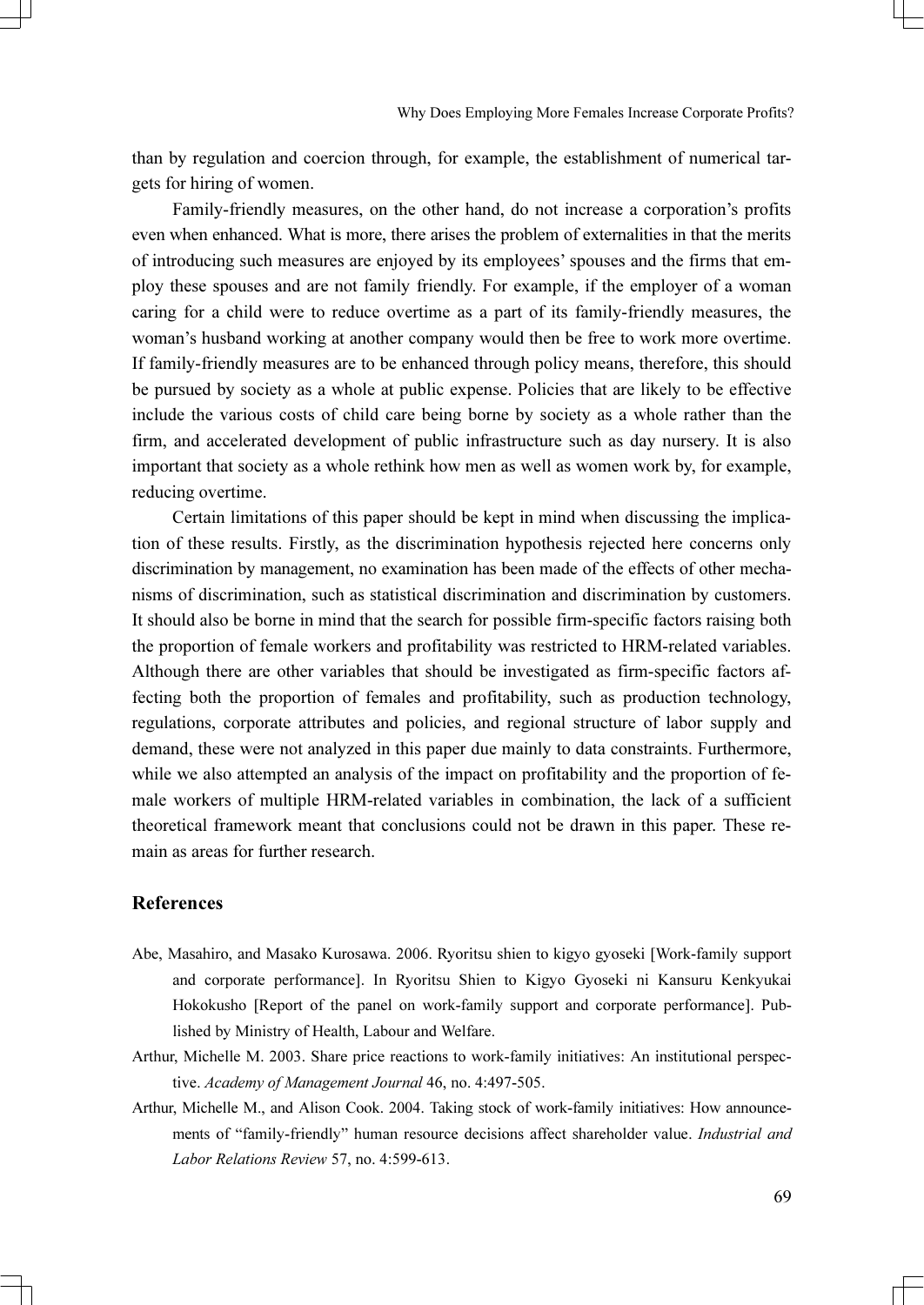than by regulation and coercion through, for example, the establishment of numerical targets for hiring of women.

Family-friendly measures, on the other hand, do not increase a corporation's profits even when enhanced. What is more, there arises the problem of externalities in that the merits of introducing such measures are enjoyed by its employees' spouses and the firms that employ these spouses and are not family friendly. For example, if the employer of a woman caring for a child were to reduce overtime as a part of its family-friendly measures, the woman's husband working at another company would then be free to work more overtime. If family-friendly measures are to be enhanced through policy means, therefore, this should be pursued by society as a whole at public expense. Policies that are likely to be effective include the various costs of child care being borne by society as a whole rather than the firm, and accelerated development of public infrastructure such as day nursery. It is also important that society as a whole rethink how men as well as women work by, for example, reducing overtime.

Certain limitations of this paper should be kept in mind when discussing the implication of these results. Firstly, as the discrimination hypothesis rejected here concerns only discrimination by management, no examination has been made of the effects of other mechanisms of discrimination, such as statistical discrimination and discrimination by customers. It should also be borne in mind that the search for possible firm-specific factors raising both the proportion of female workers and profitability was restricted to HRM-related variables. Although there are other variables that should be investigated as firm-specific factors affecting both the proportion of females and profitability, such as production technology, regulations, corporate attributes and policies, and regional structure of labor supply and demand, these were not analyzed in this paper due mainly to data constraints. Furthermore, while we also attempted an analysis of the impact on profitability and the proportion of female workers of multiple HRM-related variables in combination, the lack of a sufficient theoretical framework meant that conclusions could not be drawn in this paper. These remain as areas for further research.

## References

Abe, Masahiro, and Masako Kurosawa. 2006. Ryoritsu shien to kigyo gyoseki [Work-family support and corporate performance]. In Ryoritsu Shien to Kigyo Gyoseki ni Kansuru Kenkyukai Hokokusho [Report of the panel on work-family support and corporate performance]. Published by Ministry of Health, Labour and Welfare.

Arthur, Michelle M. 2003. Share price reactions to work-family initiatives: An institutional perspective. *Academy of Management Journal* 46, no. 4:497-505.

Arthur, Michelle M., and Alison Cook. 2004. Taking stock of work-family initiatives: How announcements of "family-friendly" human resource decisions affect shareholder value. *Industrial and Labor Relations Review* 57, no. 4:599-613.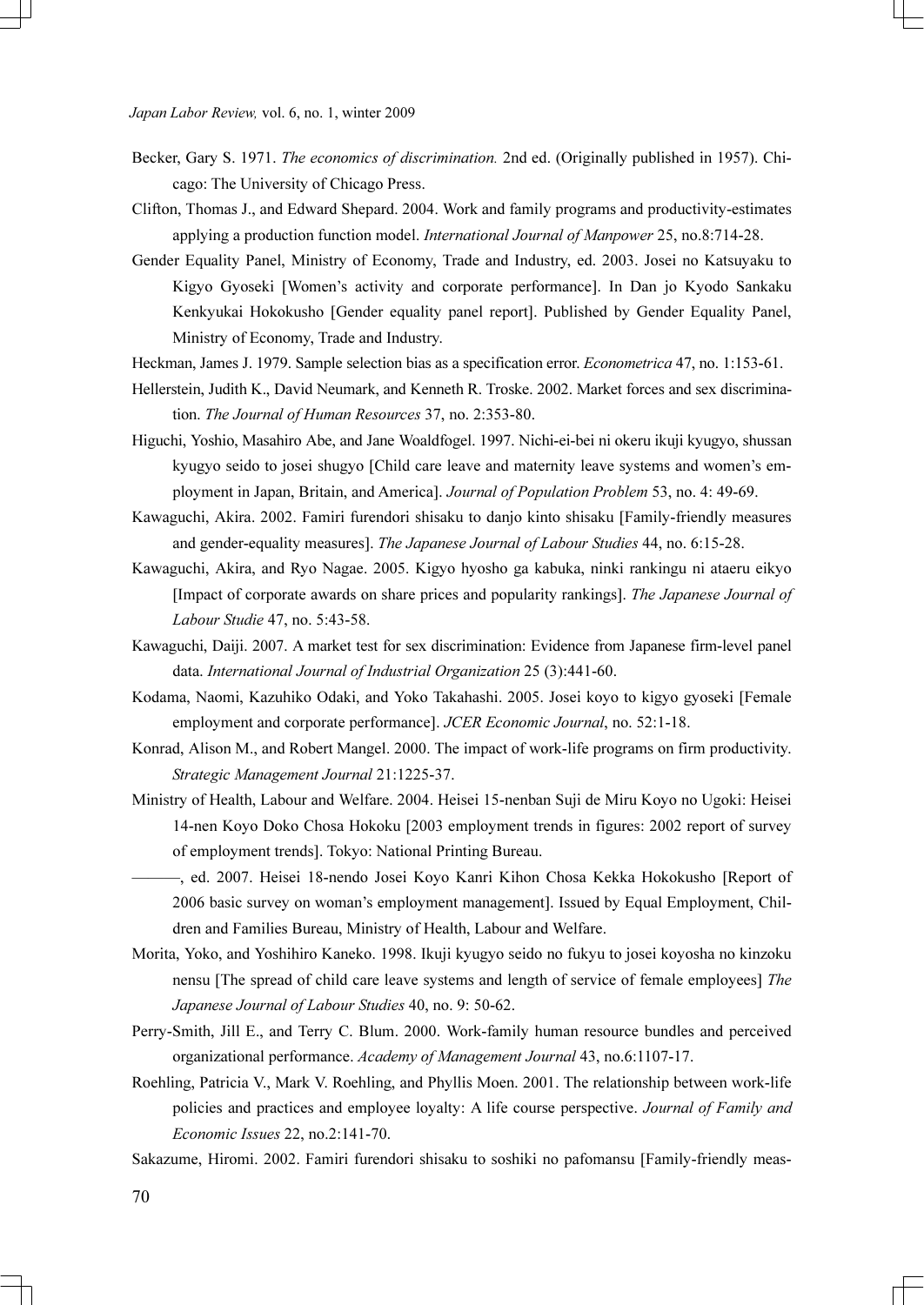Becker, Gary S. 1971. *The economics of discrimination.* 2nd ed. (Originally published in 1957). Chicago: The University of Chicago Press.

Clifton, Thomas J., and Edward Shepard. 2004. Work and family programs and productivity-estimates applying a production function model. *International Journal of Manpower* 25, no.8:714-28.

Gender Equality Panel, Ministry of Economy, Trade and Industry, ed. 2003. Josei no Katsuyaku to Kigyo Gyoseki [Women's activity and corporate performance]. In Dan jo Kyodo Sankaku Kenkyukai Hokokusho [Gender equality panel report]. Published by Gender Equality Panel, Ministry of Economy, Trade and Industry.

Heckman, James J. 1979. Sample selection bias as a specification error. *Econometrica* 47, no. 1:153-61.

Hellerstein, Judith K., David Neumark, and Kenneth R. Troske. 2002. Market forces and sex discrimination. *The Journal of Human Resources* 37, no. 2:353-80.

Higuchi, Yoshio, Masahiro Abe, and Jane Woaldfogel. 1997. Nichi-ei-bei ni okeru ikuji kyugyo, shussan kyugyo seido to josei shugyo [Child care leave and maternity leave systems and women's employment in Japan, Britain, and America]. *Journal of Population Problem* 53, no. 4: 49-69.

Kawaguchi, Akira. 2002. Famiri furendori shisaku to danjo kinto shisaku [Family-friendly measures and gender-equality measures]. *The Japanese Journal of Labour Studies* 44, no. 6:15-28.

Kawaguchi, Akira, and Ryo Nagae. 2005. Kigyo hyosho ga kabuka, ninki rankingu ni ataeru eikyo [Impact of corporate awards on share prices and popularity rankings]. *The Japanese Journal of Labour Studie* 47, no. 5:43-58.

Kawaguchi, Daiji. 2007. A market test for sex discrimination: Evidence from Japanese firm-level panel data. *International Journal of Industrial Organization* 25 (3):441-60.

Kodama, Naomi, Kazuhiko Odaki, and Yoko Takahashi. 2005. Josei koyo to kigyo gyoseki [Female employment and corporate performance]. *JCER Economic Journal*, no. 52:1-18.

Konrad, Alison M., and Robert Mangel. 2000. The impact of work-life programs on firm productivity. *Strategic Management Journal* 21:1225-37.

Ministry of Health, Labour and Welfare. 2004. Heisei 15-nenban Suji de Miru Koyo no Ugoki: Heisei 14-nen Koyo Doko Chosa Hokoku [2003 employment trends in figures: 2002 report of survey of employment trends]. Tokyo: National Printing Bureau.

———, ed. 2007. Heisei 18-nendo Josei Koyo Kanri Kihon Chosa Kekka Hokokusho [Report of 2006 basic survey on woman's employment management]. Issued by Equal Employment, Children and Families Bureau, Ministry of Health, Labour and Welfare.

Morita, Yoko, and Yoshihiro Kaneko. 1998. Ikuji kyugyo seido no fukyu to josei koyosha no kinzoku nensu [The spread of child care leave systems and length of service of female employees] *The Japanese Journal of Labour Studies* 40, no. 9: 50-62.

Perry-Smith, Jill E., and Terry C. Blum. 2000. Work-family human resource bundles and perceived organizational performance. *Academy of Management Journal* 43, no.6:1107-17.

Roehling, Patricia V., Mark V. Roehling, and Phyllis Moen. 2001. The relationship between work-life policies and practices and employee loyalty: A life course perspective. *Journal of Family and Economic Issues* 22, no.2:141-70.

Sakazume, Hiromi. 2002. Famiri furendori shisaku to soshiki no pafomansu [Family-friendly meas-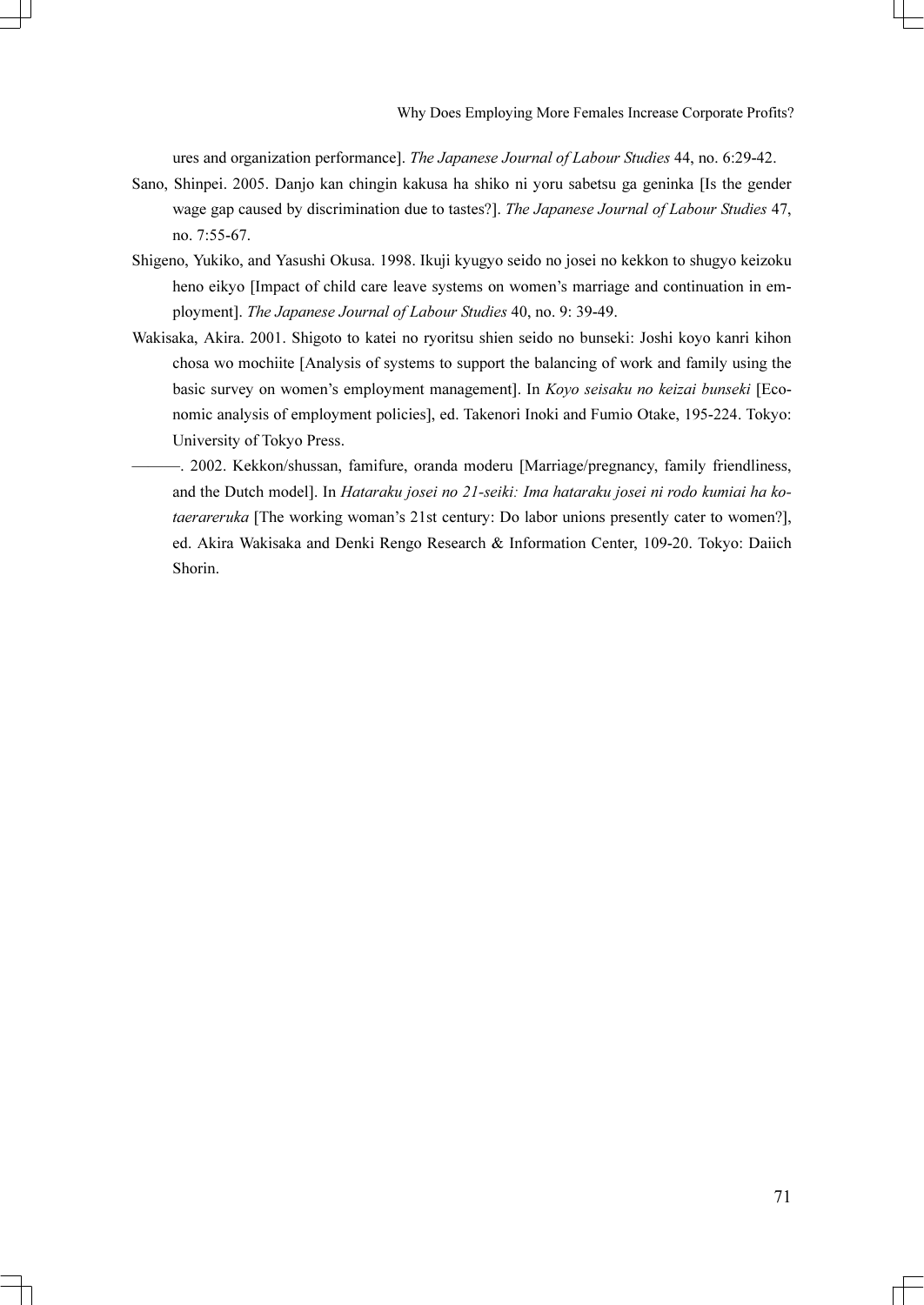ures and organization performance]. *The Japanese Journal of Labour Studies* 44, no. 6:29-42.

Sano, Shinpei. 2005. Danjo kan chingin kakusa ha shiko ni yoru sabetsu ga geninka [Is the gender wage gap caused by discrimination due to tastes?]. *The Japanese Journal of Labour Studies* 47, no. 7:55-67.

Shigeno, Yukiko, and Yasushi Okusa. 1998. Ikuji kyugyo seido no josei no kekkon to shugyo keizoku heno eikyo [Impact of child care leave systems on women's marriage and continuation in employment]. *The Japanese Journal of Labour Studies* 40, no. 9: 39-49.

Wakisaka, Akira. 2001. Shigoto to katei no ryoritsu shien seido no bunseki: Joshi koyo kanri kihon chosa wo mochiite [Analysis of systems to support the balancing of work and family using the basic survey on women's employment management]. In *Koyo seisaku no keizai bunseki* [Economic analysis of employment policies], ed. Takenori Inoki and Fumio Otake, 195-224. Tokyo: University of Tokyo Press.

———. 2002. Kekkon/shussan, famifure, oranda moderu [Marriage/pregnancy, family friendliness, and the Dutch model]. In *Hataraku josei no 21-seiki: Ima hataraku josei ni rodo kumiai ha kotaerareruka* [The working woman's 21st century: Do labor unions presently cater to women?], ed. Akira Wakisaka and Denki Rengo Research & Information Center, 109-20. Tokyo: Daiich Shorin.